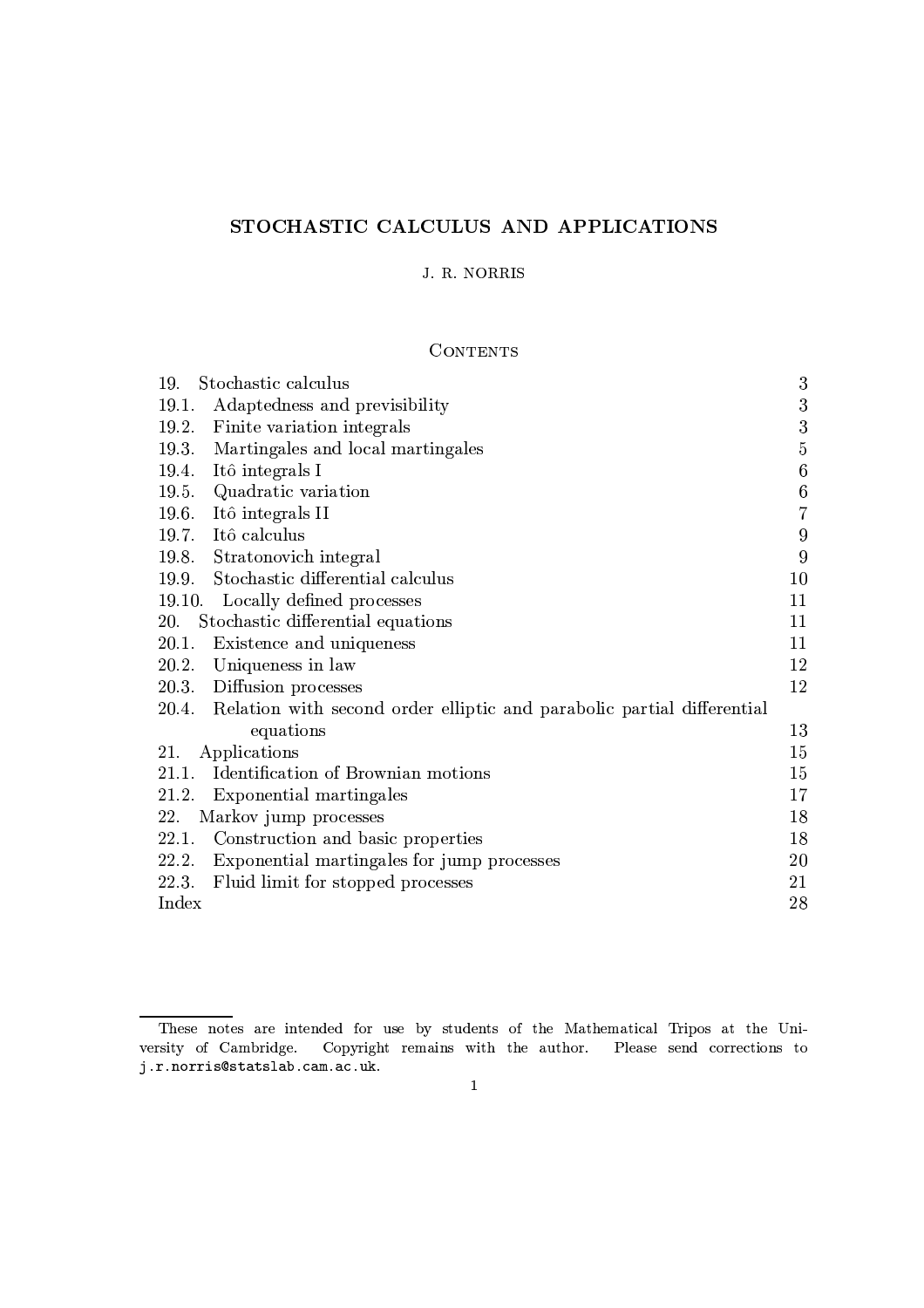# STOCHASTIC CALCULUS AND APPLICATIONS

J. R. NORRIS

## Contents

| | |
|---|---|
| 19. Stochastic calculus | 3 |
| 19.1. Adaptedness and previsibility | 3 |
| 19.2. Finite variation integrals | 3 |
| 19.3. Martingales and local martingales | 5 |
| 19.4. Itô integrals I | 6 |
| 19.5. Quadratic variation | 6 |
| 19.6. Itô integrals II | 7 |
| 19.7. Itô calculus | 9 |
| 19.8. Stratonovich integral | 9 |
| 19.9. Stochastic differential calculus | 10 |
| 19.10. Locally defined processes | 11 |
| 20. Stochastic differential equations | 11 |
| 20.1. Existence and uniqueness | 11 |
| 20.2. Uniqueness in law | 12 |
| 20.3. Diffusion processes | 12 |
| 20.4. Relation with second order elliptic and parabolic partial differential equations | 13 |
| 21. Applications | 15 |
| 21.1. Identification of Brownian motions | 15 |
| 21.2. Exponential martingales | 17 |
| 22. Markov jump processes | 18 |
| 22.1. Construction and basic properties | 18 |
| 22.2. Exponential martingales for jump processes | 20 |
| 22.3. Fluid limit for stopped processes | 21 |
| Index | 28 |

---

These notes are intended for use by students of the Mathematical Tripos at the University of Cambridge. Copyright remains with the author. Please send corrections to j.r.norris@statslab.cam.ac.uk.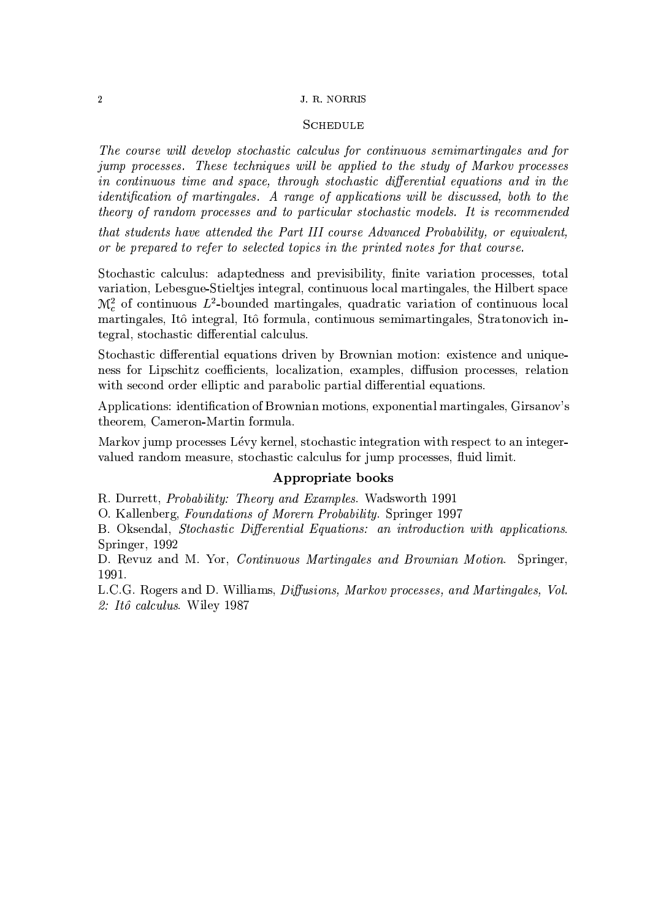## Schedule

*The course will develop stochastic calculus for continuous semimartingales and for jump processes. These techniques will be applied to the study of Markov processes in continuous time and space, through stochastic differential equations and in the identification of martingales. A range of applications will be discussed, both to the theory of random processes and to particular stochastic models. It is recommended that students have attended the Part III course Advanced Probability, or equivalent, or be prepared to refer to selected topics in the printed notes for that course.*

Stochastic calculus: adaptedness and previsibility, finite variation processes, total variation, Lebesgue-Stieltjes integral, continuous local martingales, the Hilbert space $\mathcal{M}_c^2$ of continuous $L^2$-bounded martingales, quadratic variation of continuous local martingales, Itô integral, Itô formula, continuous semimartingales, Stratonovich integral, stochastic differential calculus.

Stochastic differential equations driven by Brownian motion: existence and uniqueness for Lipschitz coefficients, localization, examples, diffusion processes, relation with second order elliptic and parabolic partial differential equations.

Applications: identification of Brownian motions, exponential martingales, Girsanov's theorem, Cameron-Martin formula.

Markov jump processes Lévy kernel, stochastic integration with respect to an integer-valued random measure, stochastic calculus for jump processes, fluid limit.

### Appropriate books

R. Durrett, *Probability: Theory and Examples.* Wadsworth 1991

O. Kallenberg, *Foundations of Morern Probability.* Springer 1997

B. Oksendal, *Stochastic Differential Equations: an introduction with applications.* Springer, 1992

D. Revuz and M. Yor, *Continuous Martingales and Brownian Motion.* Springer, 1991.

L.C.G. Rogers and D. Williams, *Diffusions, Markov processes, and Martingales, Vol. 2: Itô calculus.* Wiley 1987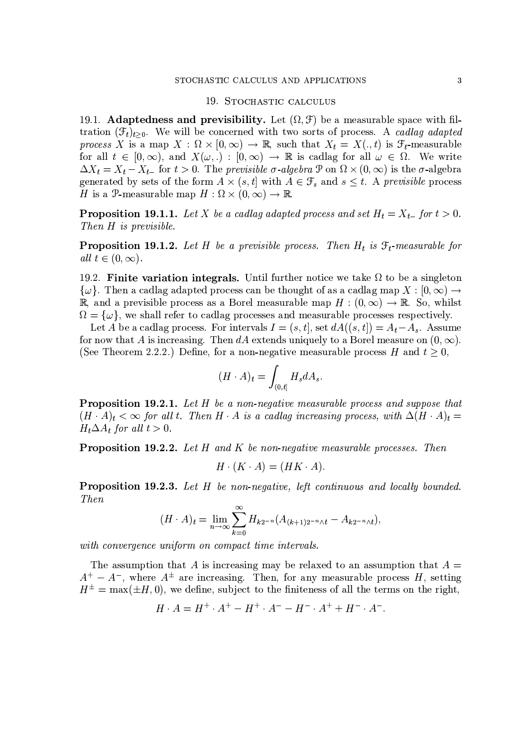## 19. Stochastic calculus

### 19.1. Adaptedness and previsibility.

Let $(\Omega, \mathcal{F})$ be a measurable space with filtration $(\mathcal{F}_t)_{t\geq 0}$. We will be concerned with two sorts of process. A *cadlag adapted process* $X$ is a map $X : \Omega \times [0,\infty) \to \mathbb{R}$, such that $X_t = X(.,t)$ is $\mathcal{F}_t$-measurable for all $t \in [0,\infty)$, and $X(\omega,.) : [0,\infty) \to \mathbb{R}$ is cadlag for all $\omega \in \Omega$. We write $\Delta X_t = X_t - X_{t-}$ for $t > 0$. The *previsible $\sigma$-algebra* $\mathcal{P}$ on $\Omega \times (0,\infty)$ is the $\sigma$-algebra generated by sets of the form $A \times (s,t]$ with $A \in \mathcal{F}_s$ and $s \leq t$. A *previsible* process $H$ is a $\mathcal{P}$-measurable map $H : \Omega \times (0,\infty) \to \mathbb{R}$.

**Proposition 19.1.1.** *Let $X$ be a cadlag adapted process and set $H_t = X_{t-}$ for $t > 0$. Then $H$ is previsible.*

**Proposition 19.1.2.** *Let $H$ be a previsible process. Then $H_t$ is $\mathcal{F}_t$-measurable for all $t \in (0,\infty)$.*

### 19.2. Finite variation integrals.

Until further notice we take $\Omega$ to be a singleton $\{\omega\}$. Then a cadlag adapted process can be thought of as a cadlag map $X : [0,\infty) \to \mathbb{R}$, and a previsible process as a Borel measurable map $H : (0,\infty) \to \mathbb{R}$. So, whilst $\Omega = \{\omega\}$, we shall refer to cadlag processes and measurable processes respectively.

Let $A$ be a cadlag process. For intervals $I = (s,t]$, set $dA((s,t]) = A_t - A_s$. Assume for now that $A$ is increasing. Then $dA$ extends uniquely to a Borel measure on $(0,\infty)$. (See Theorem 2.2.2.) Define, for a non-negative measurable process $H$ and $t \geq 0$,

$$(H \cdot A)_t = \int_{(0,t]} H_s dA_s.$$

**Proposition 19.2.1.** *Let $H$ be a non-negative measurable process and suppose that $(H \cdot A)_t < \infty$ for all $t$. Then $H \cdot A$ is a cadlag increasing process, with $\Delta(H \cdot A)_t = H_t \Delta A_t$ for all $t > 0$.*

**Proposition 19.2.2.** *Let $H$ and $K$ be non-negative measurable processes. Then*

$$H \cdot (K \cdot A) = (HK \cdot A).$$

**Proposition 19.2.3.** *Let $H$ be non-negative, left continuous and locally bounded. Then*

$$(H \cdot A)_t = \lim_{n\to\infty} \sum_{k=0}^{\infty} H_{k2^{-n}} (A_{(k+1)2^{-n}\wedge t} - A_{k2^{-n}\wedge t}),$$

*with convergence uniform on compact time intervals.*

The assumption that $A$ is increasing may be relaxed to an assumption that $A = A^+ - A^-$, where $A^\pm$ are increasing. Then, for any measurable process $H$, setting $H^\pm = \max(\pm H, 0)$, we define, subject to the finiteness of all the terms on the right,

$$H \cdot A = H^+ \cdot A^+ - H^+ \cdot A^- - H^- \cdot A^+ + H^- \cdot A^-.$$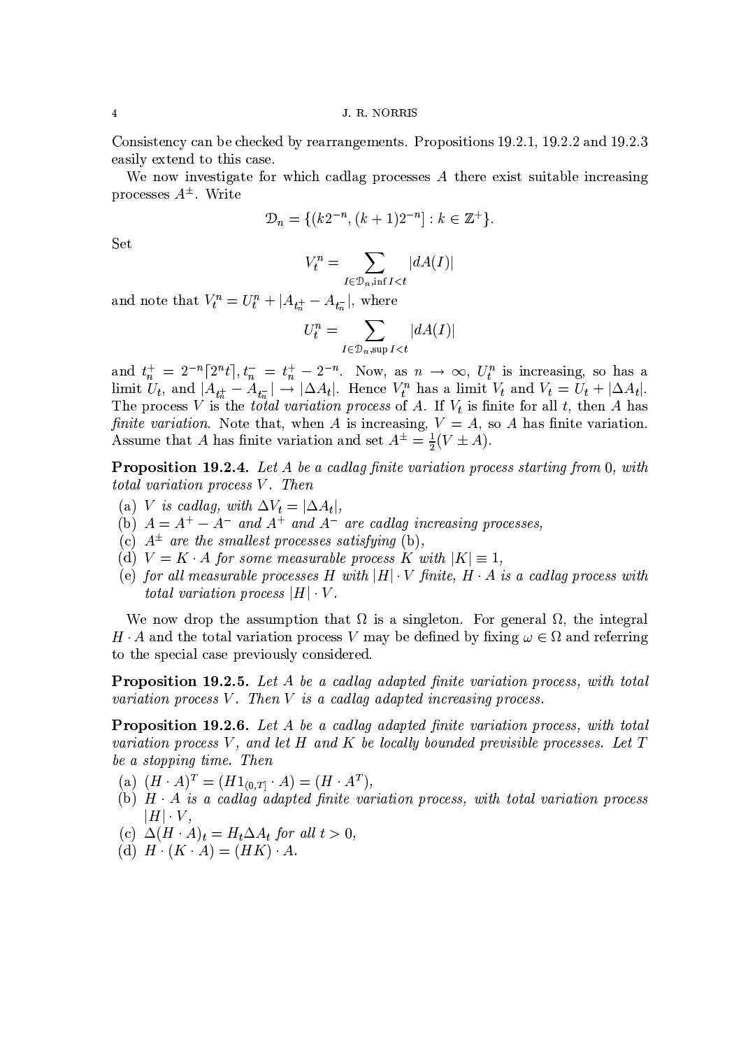Consistency can be checked by rearrangements. Propositions 19.2.1, 19.2.2 and 19.2.3 easily extend to this case.

We now investigate for which cadlag processes $A$ there exist suitable increasing processes $A^{\pm}$. Write

$$\mathcal{D}_n = \{(k2^{-n}, (k+1)2^{-n}] : k \in \mathbb{Z}^+\}.$$

Set

$$V_t^n = \sum_{I \in \mathcal{D}_n, \inf I < t} |dA(I)|$$

and note that $V_t^n = U_t^n + |A_{t_n^+} - A_{t_n^-}|$, where

$$U_t^n = \sum_{I \in \mathcal{D}_n, \sup I < t} |dA(I)|$$

and $t_n^+ = 2^{-n}\lceil 2^n t \rceil$, $t_n^- = t_n^+ - 2^{-n}$. Now, as $n \to \infty$, $U_t^n$ is increasing, so has a limit $U_t$, and $|A_{t_n^+} - A_{t_n^-}| \to |\Delta A_t|$. Hence $V_t^n$ has a limit $V_t$ and $V_t = U_t + |\Delta A_t|$. The process $V$ is the *total variation process* of $A$. If $V_t$ is finite for all $t$, then $A$ has *finite variation*. Note that, when $A$ is increasing, $V = A$, so $A$ has finite variation. Assume that $A$ has finite variation and set $A^{\pm} = \frac{1}{2}(V \pm A)$.

**Proposition 19.2.4.** *Let $A$ be a cadlag finite variation process starting from 0, with total variation process $V$. Then*

(a) *$V$ is cadlag, with $\Delta V_t = |\Delta A_t|$,*
(b) *$A = A^+ - A^-$ and $A^+$ and $A^-$ are cadlag increasing processes,*
(c) *$A^{\pm}$ are the smallest processes satisfying* (b),
(d) *$V = K \cdot A$ for some measurable process $K$ with $|K| \equiv 1$,*
(e) *for all measurable processes $H$ with $|H| \cdot V$ finite, $H \cdot A$ is a cadlag process with total variation process $|H| \cdot V$.*

We now drop the assumption that $\Omega$ is a singleton. For general $\Omega$, the integral $H \cdot A$ and the total variation process $V$ may be defined by fixing $\omega \in \Omega$ and referring to the special case previously considered.

**Proposition 19.2.5.** *Let $A$ be a cadlag adapted finite variation process, with total variation process $V$. Then $V$ is a cadlag adapted increasing process.*

**Proposition 19.2.6.** *Let $A$ be a cadlag adapted finite variation process, with total variation process $V$, and let $H$ and $K$ be locally bounded previsible processes. Let $T$ be a stopping time. Then*

(a) $(H \cdot A)^T = (H 1_{(0,T]} \cdot A) = (H \cdot A^T)$,
(b) *$H \cdot A$ is a cadlag adapted finite variation process, with total variation process $|H| \cdot V$,*
(c) *$\Delta(H \cdot A)_t = H_t \Delta A_t$ for all $t > 0$,*
(d) $H \cdot (K \cdot A) = (HK) \cdot A$.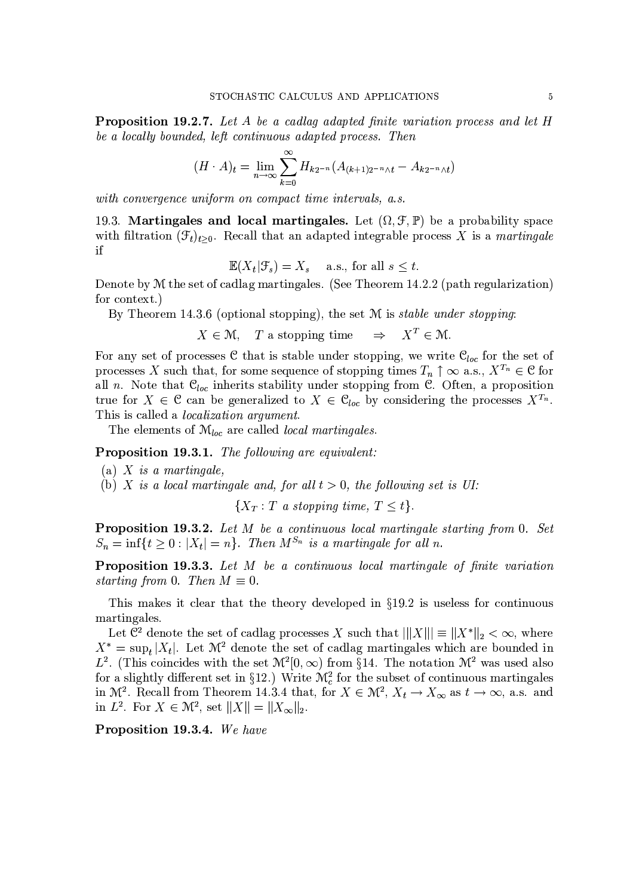**Proposition 19.2.7.** *Let $A$ be a cadlag adapted finite variation process and let $H$ be a locally bounded, left continuous adapted process. Then*

$$(H \cdot A)_t = \lim_{n \to \infty} \sum_{k=0}^{\infty} H_{k2^{-n}} (A_{(k+1)2^{-n} \wedge t} - A_{k2^{-n} \wedge t})$$

*with convergence uniform on compact time intervals, a.s.*

19.3. **Martingales and local martingales.** Let $(\Omega, \mathcal{F}, \mathbb{P})$ be a probability space with filtration $(\mathcal{F}_t)_{t \geq 0}$. Recall that an adapted integrable process $X$ is a *martingale* if

$$\mathbb{E}(X_t | \mathcal{F}_s) = X_s \quad \text{a.s., for all } s \leq t.$$

Denote by $\mathcal{M}$ the set of cadlag martingales. (See Theorem 14.2.2 (path regularization) for context.)

By Theorem 14.3.6 (optional stopping), the set $\mathcal{M}$ is *stable under stopping*:

$$X \in \mathcal{M}, \quad T \text{ a stopping time} \quad \Rightarrow \quad X^T \in \mathcal{M}.$$

For any set of processes $\mathcal{C}$ that is stable under stopping, we write $\mathcal{C}_{loc}$ for the set of processes $X$ such that, for some sequence of stopping times $T_n \uparrow \infty$ a.s., $X^{T_n} \in \mathcal{C}$ for all $n$. Note that $\mathcal{C}_{loc}$ inherits stability under stopping from $\mathcal{C}$. Often, a proposition true for $X \in \mathcal{C}$ can be generalized to $X \in \mathcal{C}_{loc}$ by considering the processes $X^{T_n}$. This is called a *localization argument*.

The elements of $\mathcal{M}_{loc}$ are called *local martingales*.

**Proposition 19.3.1.** *The following are equivalent:*

(a) *$X$ is a martingale,*
(b) *$X$ is a local martingale and, for all $t > 0$, the following set is UI:*

$$\{X_T : T \text{ a stopping time}, T \leq t\}.$$

**Proposition 19.3.2.** *Let $M$ be a continuous local martingale starting from 0. Set $S_n = \inf\{t \geq 0 : |X_t| = n\}$. Then $M^{S_n}$ is a martingale for all $n$.*

**Proposition 19.3.3.** *Let $M$ be a continuous local martingale of finite variation starting from 0. Then $M \equiv 0$.*

This makes it clear that the theory developed in §19.2 is useless for continuous martingales.

Let $\mathcal{C}^2$ denote the set of cadlag processes $X$ such that $|||X||| \equiv \|X^*\|_2 < \infty$, where $X^* = \sup_t |X_t|$. Let $\mathcal{M}^2$ denote the set of cadlag martingales which are bounded in $L^2$. (This coincides with the set $\mathcal{M}^2[0, \infty)$ from §14. The notation $\mathcal{M}^2$ was used also for a slightly different set in §12.) Write $\mathcal{M}^2_c$ for the subset of continuous martingales in $\mathcal{M}^2$. Recall from Theorem 14.3.4 that, for $X \in \mathcal{M}^2$, $X_t \to X_\infty$ as $t \to \infty$, a.s. and in $L^2$. For $X \in \mathcal{M}^2$, set $\|X\| = \|X_\infty\|_2$.

**Proposition 19.3.4.** *We have*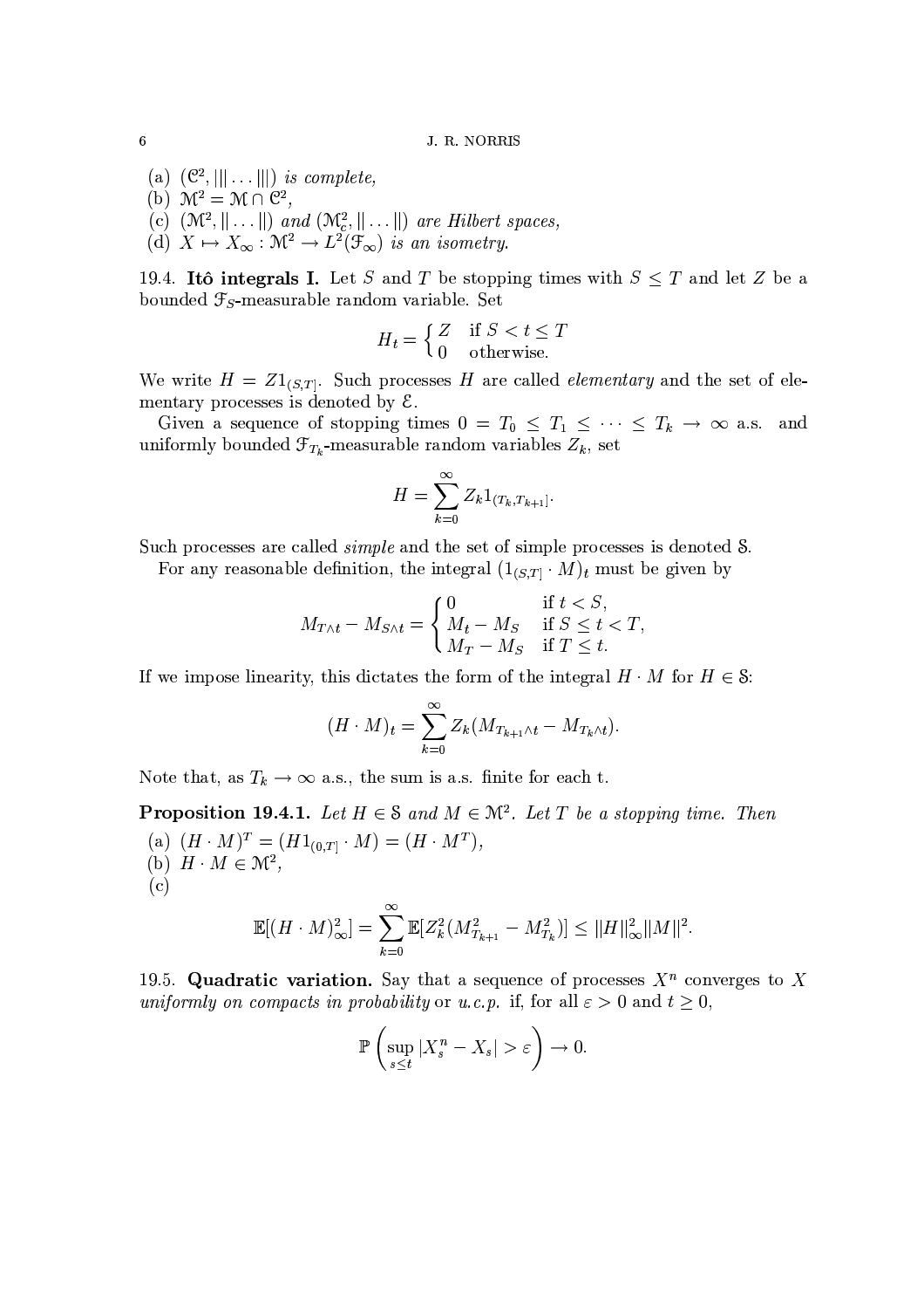(a) $(\mathcal{C}^2, |||\dots|||)$ *is complete,*
(b) $\mathcal{M}^2 = \mathcal{M} \cap \mathcal{C}^2$,
(c) $(\mathcal{M}^2, \|\dots\|)$ *and* $(\mathcal{M}^2_c, \|\dots\|)$ *are Hilbert spaces,*
(d) $X \mapsto X_\infty : \mathcal{M}^2 \to L^2(\mathcal{F}_\infty)$ *is an isometry.*

19.4. **Itô integrals I.** Let $S$ and $T$ be stopping times with $S \leq T$ and let $Z$ be a bounded $\mathcal{F}_S$-measurable random variable. Set

$$H_t = \begin{cases} Z & \text{if } S < t \leq T \\ 0 & \text{otherwise.} \end{cases}$$

We write $H = Z1_{(S,T]}$. Such processes $H$ are called *elementary* and the set of elementary processes is denoted by $\mathcal{E}$.

Given a sequence of stopping times $0 = T_0 \leq T_1 \leq \cdots \leq T_k \to \infty$ a.s. and uniformly bounded $\mathcal{F}_{T_k}$-measurable random variables $Z_k$, set

$$H = \sum_{k=0}^{\infty} Z_k 1_{(T_k, T_{k+1}]}.$$

Such processes are called *simple* and the set of simple processes is denoted $\mathcal{S}$.

For any reasonable definition, the integral $(1_{(S,T]} \cdot M)_t$ must be given by

$$M_{T\wedge t} - M_{S \wedge t} = \begin{cases} 0 & \text{if } t < S, \\ M_t - M_S & \text{if } S \leq t < T, \\ M_T - M_S & \text{if } T \leq t. \end{cases}$$

If we impose linearity, this dictates the form of the integral $H \cdot M$ for $H \in \mathcal{S}$:

$$(H \cdot M)_t = \sum_{k=0}^{\infty} Z_k (M_{T_{k+1}\wedge t} - M_{T_k \wedge t}).$$

Note that, as $T_k \to \infty$ a.s., the sum is a.s. finite for each t.

**Proposition 19.4.1.** *Let* $H \in \mathcal{S}$ *and* $M \in \mathcal{M}^2$. *Let* $T$ *be a stopping time. Then*

(a) $(H \cdot M)^T = (H1_{(0,T]} \cdot M) = (H \cdot M^T)$,
(b) $H \cdot M \in \mathcal{M}^2$,
(c)

$$\mathbb{E}[(H \cdot M)^2_\infty] = \sum_{k=0}^{\infty} \mathbb{E}[Z_k^2 (M^2_{T_{k+1}} - M^2_{T_k})] \leq \|H\|^2_\infty \|M\|^2.$$

19.5. **Quadratic variation.** Say that a sequence of processes $X^n$ converges to $X$ *uniformly on compacts in probability* or *u.c.p.* if, for all $\varepsilon > 0$ and $t \geq 0$,

$$\mathbb{P}\left(\sup_{s \leq t} |X^n_s - X_s| > \varepsilon\right) \to 0.$$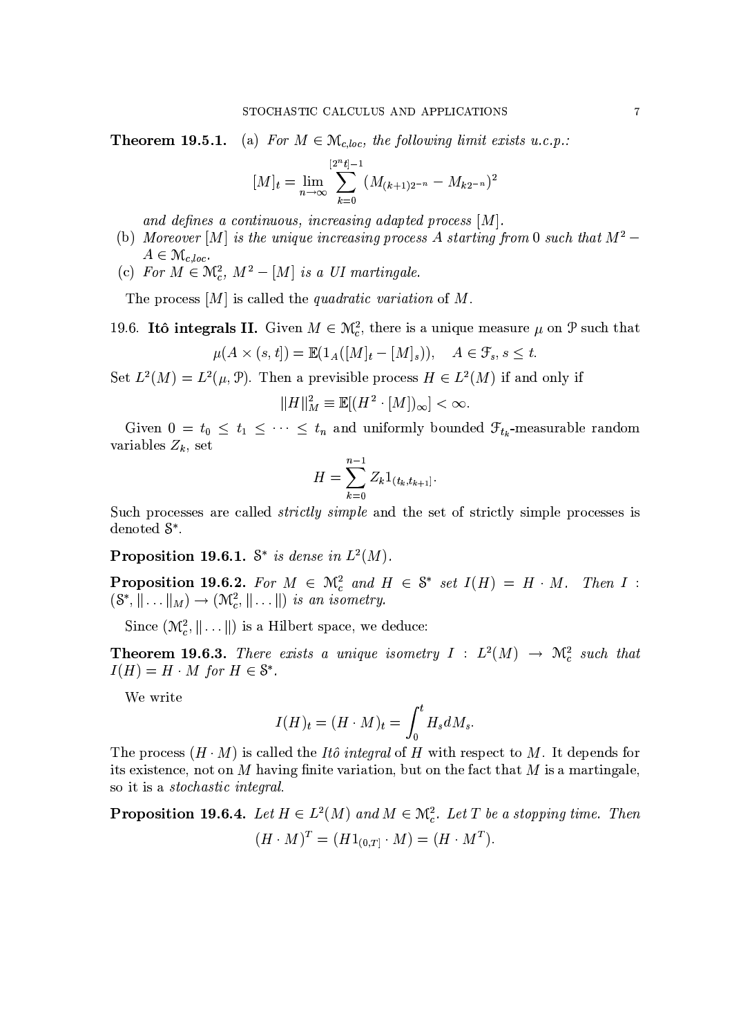**Theorem 19.5.1.** (a) *For $M \in \mathcal{M}_{c,loc}$, the following limit exists u.c.p.:*

$$[M]_t = \lim_{n\to\infty} \sum_{k=0}^{[2^n t]-1} (M_{(k+1)2^{-n}} - M_{k2^{-n}})^2$$

*and defines a continuous, increasing adapted process $[M]$.*

(b) *Moreover $[M]$ is the unique increasing process $A$ starting from 0 such that $M^2 - A \in \mathcal{M}_{c,loc}$.*

(c) *For $M \in \mathcal{M}_c^2$, $M^2 - [M]$ is a UI martingale.*

The process $[M]$ is called the *quadratic variation* of $M$.

19.6. **Itô integrals II.** Given $M \in \mathcal{M}_c^2$, there is a unique measure $\mu$ on $\mathcal{P}$ such that

$$\mu(A \times (s,t]) = \mathbb{E}(1_A([M]_t - [M]_s)), \quad A \in \mathcal{F}_s, s \le t.$$

Set $L^2(M) = L^2(\mu, \mathcal{P})$. Then a previsible process $H \in L^2(M)$ if and only if

$$\|H\|_M^2 \equiv \mathbb{E}[(H^2 \cdot [M])_\infty] < \infty.$$

Given $0 = t_0 \le t_1 \le \cdots \le t_n$ and uniformly bounded $\mathcal{F}_{t_k}$-measurable random variables $Z_k$, set

$$H = \sum_{k=0}^{n-1} Z_k 1_{(t_k, t_{k+1}]}.$$

Such processes are called *strictly simple* and the set of strictly simple processes is denoted $\mathcal{S}^*$.

**Proposition 19.6.1.** *$\mathcal{S}^*$ is dense in $L^2(M)$.*

**Proposition 19.6.2.** *For $M \in \mathcal{M}_c^2$ and $H \in \mathcal{S}^*$ set $I(H) = H \cdot M$. Then $I : (\mathcal{S}^*, \|\ldots\|_M) \to (\mathcal{M}_c^2, \|\ldots\|)$ is an isometry.*

Since $(\mathcal{M}_c^2, \|\ldots\|)$ is a Hilbert space, we deduce:

**Theorem 19.6.3.** *There exists a unique isometry $I : L^2(M) \to \mathcal{M}_c^2$ such that $I(H) = H \cdot M$ for $H \in \mathcal{S}^*$.*

We write

$$I(H)_t = (H \cdot M)_t = \int_0^t H_s dM_s.$$

The process $(H \cdot M)$ is called the *Itô integral* of $H$ with respect to $M$. It depends for its existence, not on $M$ having finite variation, but on the fact that $M$ is a martingale, so it is a *stochastic integral*.

**Proposition 19.6.4.** *Let $H \in L^2(M)$ and $M \in \mathcal{M}_c^2$. Let $T$ be a stopping time. Then*

$$(H \cdot M)^T = (H 1_{(0,T]} \cdot M) = (H \cdot M^T).$$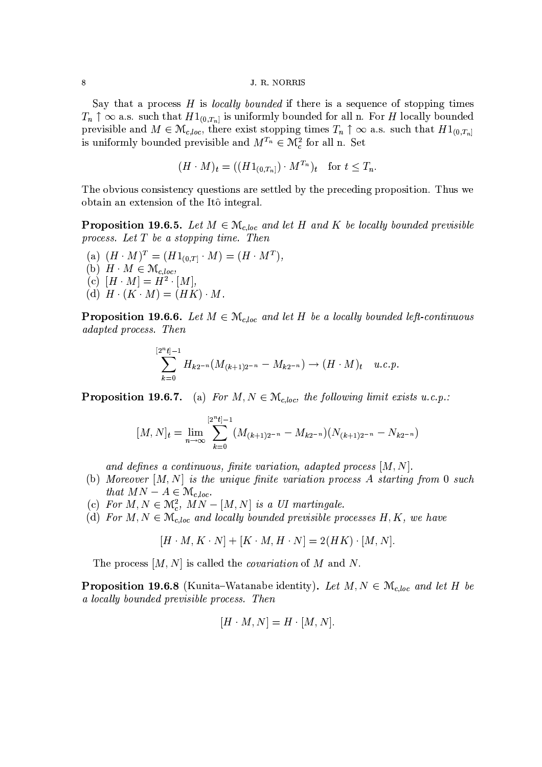Say that a process $H$ is *locally bounded* if there is a sequence of stopping times $T_n \uparrow \infty$ a.s. such that $H1_{(0,T_n]}$ is uniformly bounded for all n. For $H$ locally bounded previsible and $M \in \mathcal{M}_{c,loc}$, there exist stopping times $T_n \uparrow \infty$ a.s. such that $H1_{(0,T_n]}$ is uniformly bounded previsible and $M^{T_n} \in \mathcal{M}_c^2$ for all n. Set

$$(H \cdot M)_t = ((H1_{(0,T_n]}) \cdot M^{T_n})_t \quad \text{for } t \leq T_n.$$

The obvious consistency questions are settled by the preceding proposition. Thus we obtain an extension of the Itô integral.

**Proposition 19.6.5.** *Let $M \in \mathcal{M}_{c,loc}$ and let $H$ and $K$ be locally bounded previsible process. Let $T$ be a stopping time. Then*

(a) $(H \cdot M)^T = (H1_{(0,T]} \cdot M) = (H \cdot M^T)$,
(b) $H \cdot M \in \mathcal{M}_{c,loc}$,
(c) $[H \cdot M] = H^2 \cdot [M]$,
(d) $H \cdot (K \cdot M) = (HK) \cdot M$.

**Proposition 19.6.6.** *Let $M \in \mathcal{M}_{c,loc}$ and let $H$ be a locally bounded left-continuous adapted process. Then*

$$\sum_{k=0}^{[2^n t]-1} H_{k2^{-n}}(M_{(k+1)2^{-n}} - M_{k2^{-n}}) \to (H \cdot M)_t \quad u.c.p.$$

**Proposition 19.6.7.** (a) *For $M, N \in \mathcal{M}_{c,loc}$, the following limit exists u.c.p.:*

$$[M, N]_t = \lim_{n \to \infty} \sum_{k=0}^{[2^n t]-1} (M_{(k+1)2^{-n}} - M_{k2^{-n}})(N_{(k+1)2^{-n}} - N_{k2^{-n}})$$

*and defines a continuous, finite variation, adapted process $[M, N]$.*

(b) *Moreover $[M, N]$ is the unique finite variation process $A$ starting from 0 such that $MN - A \in \mathcal{M}_{c,loc}$.*
(c) *For $M, N \in \mathcal{M}_c^2$, $MN - [M, N]$ is a UI martingale.*
(d) *For $M, N \in \mathcal{M}_{c,loc}$ and locally bounded previsible processes $H, K$, we have*

$$[H \cdot M, K \cdot N] + [K \cdot M, H \cdot N] = 2(HK) \cdot [M, N].$$

The process $[M, N]$ is called the *covariation* of $M$ and $N$.

**Proposition 19.6.8** (Kunita–Watanabe identity)**.** *Let $M, N \in \mathcal{M}_{c,loc}$ and let $H$ be a locally bounded previsible process. Then*

$$[H \cdot M, N] = H \cdot [M, N].$$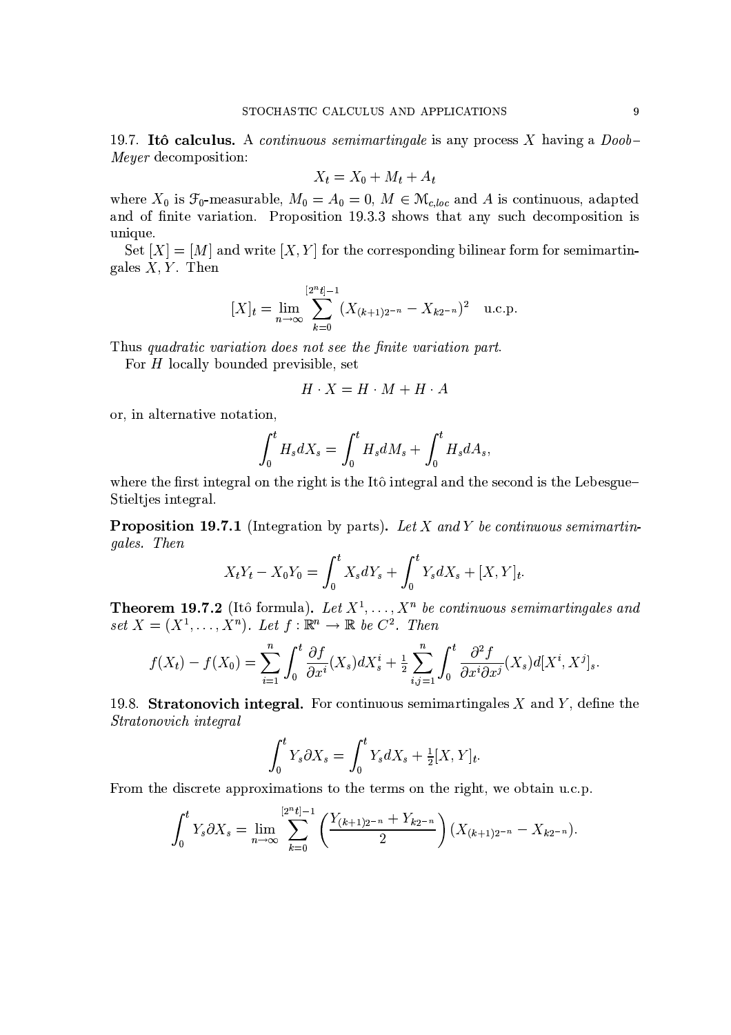19.7. **Itô calculus.** A *continuous semimartingale* is any process $X$ having a *Doob–Meyer* decomposition:

$$X_t = X_0 + M_t + A_t$$

where $X_0$ is $\mathcal{F}_0$-measurable, $M_0 = A_0 = 0$, $M \in \mathcal{M}_{c,loc}$ and $A$ is continuous, adapted and of finite variation. Proposition 19.3.3 shows that any such decomposition is unique.

Set $[X] = [M]$ and write $[X, Y]$ for the corresponding bilinear form for semimartingales $X, Y$. Then

$$[X]_t = \lim_{n\to\infty} \sum_{k=0}^{[2^n t]-1} (X_{(k+1)2^{-n}} - X_{k2^{-n}})^2 \quad \text{u.c.p.}$$

Thus *quadratic variation does not see the finite variation part.*

For $H$ locally bounded previsible, set

$$H \cdot X = H \cdot M + H \cdot A$$

or, in alternative notation,

$$\int_0^t H_s dX_s = \int_0^t H_s dM_s + \int_0^t H_s dA_s,$$

where the first integral on the right is the Itô integral and the second is the Lebesgue–Stieltjes integral.

**Proposition 19.7.1** (Integration by parts). *Let $X$ and $Y$ be continuous semimartingales. Then*

$$X_t Y_t - X_0 Y_0 = \int_0^t X_s dY_s + \int_0^t Y_s dX_s + [X, Y]_t.$$

**Theorem 19.7.2** (Itô formula). *Let $X^1, \dots, X^n$ be continuous semimartingales and set $X = (X^1, \dots, X^n)$. Let $f : \mathbb{R}^n \to \mathbb{R}$ be $C^2$. Then*

$$f(X_t) - f(X_0) = \sum_{i=1}^n \int_0^t \frac{\partial f}{\partial x^i}(X_s) dX_s^i + \tfrac{1}{2} \sum_{i,j=1}^n \int_0^t \frac{\partial^2 f}{\partial x^i \partial x^j}(X_s) d[X^i, X^j]_s.$$

19.8. **Stratonovich integral.** For continuous semimartingales $X$ and $Y$, define the *Stratonovich integral*

$$\int_0^t Y_s \partial X_s = \int_0^t Y_s dX_s + \tfrac{1}{2}[X, Y]_t.$$

From the discrete approximations to the terms on the right, we obtain u.c.p.

$$\int_0^t Y_s \partial X_s = \lim_{n\to\infty} \sum_{k=0}^{[2^n t]-1} \left( \frac{Y_{(k+1)2^{-n}} + Y_{k2^{-n}}}{2} \right) (X_{(k+1)2^{-n}} - X_{k2^{-n}}).$$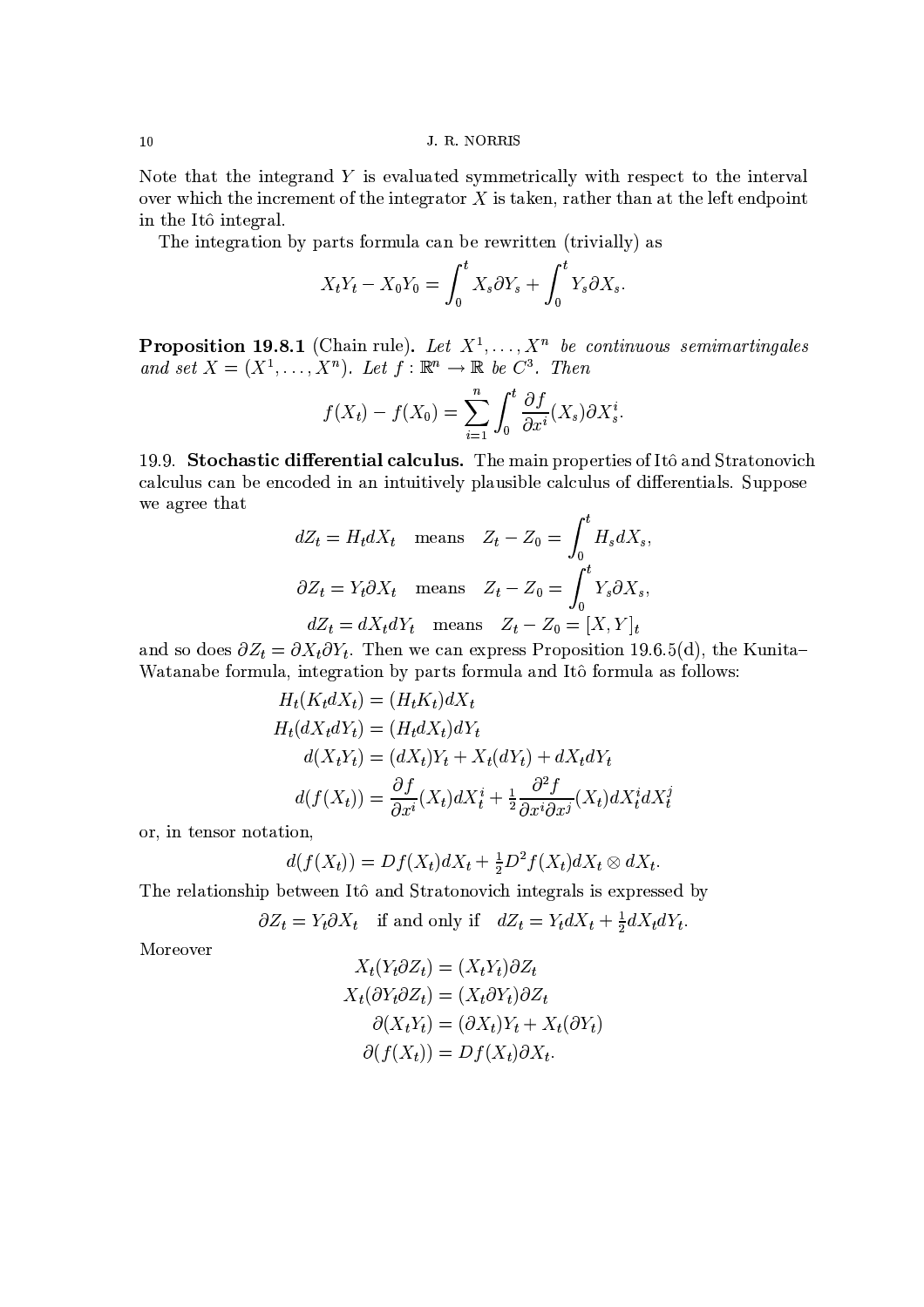Note that the integrand $Y$ is evaluated symmetrically with respect to the interval over which the increment of the integrator $X$ is taken, rather than at the left endpoint in the Itô integral.

The integration by parts formula can be rewritten (trivially) as

$$X_tY_t - X_0Y_0 = \int_0^t X_s \partial Y_s + \int_0^t Y_s \partial X_s.$$

**Proposition 19.8.1** (Chain rule). *Let $X^1, \dots, X^n$ be continuous semimartingales and set $X = (X^1, \dots, X^n)$. Let $f : \mathbb{R}^n \to \mathbb{R}$ be $C^3$. Then*

$$f(X_t) - f(X_0) = \sum_{i=1}^n \int_0^t \frac{\partial f}{\partial x^i}(X_s) \partial X_s^i.$$

19.9. **Stochastic differential calculus.** The main properties of Itô and Stratonovich calculus can be encoded in an intuitively plausible calculus of differentials. Suppose we agree that

$$dZ_t = H_t dX_t \quad \text{means} \quad Z_t - Z_0 = \int_0^t H_s dX_s,$$

$$\partial Z_t = Y_t \partial X_t \quad \text{means} \quad Z_t - Z_0 = \int_0^t Y_s \partial X_s,$$

$$dZ_t = dX_t dY_t \quad \text{means} \quad Z_t - Z_0 = [X, Y]_t$$

and so does $\partial Z_t = \partial X_t \partial Y_t$. Then we can express Proposition 19.6.5(d), the Kunita–Watanabe formula, integration by parts formula and Itô formula as follows:

$$H_t(K_t dX_t) = (H_t K_t) dX_t$$

$$H_t(dX_t dY_t) = (H_t dX_t) dY_t$$

$$d(X_t Y_t) = (dX_t) Y_t + X_t(dY_t) + dX_t dY_t$$

$$d(f(X_t)) = \frac{\partial f}{\partial x^i}(X_t) dX_t^i + \tfrac{1}{2} \frac{\partial^2 f}{\partial x^i \partial x^j}(X_t) dX_t^i dX_t^j$$

or, in tensor notation,

$$d(f(X_t)) = Df(X_t) dX_t + \tfrac{1}{2} D^2 f(X_t) dX_t \otimes dX_t.$$

The relationship between Itô and Stratonovich integrals is expressed by

$$\partial Z_t = Y_t \partial X_t \quad \text{if and only if} \quad dZ_t = Y_t dX_t + \tfrac{1}{2} dX_t dY_t.$$

Moreover

$$X_t(Y_t \partial Z_t) = (X_t Y_t) \partial Z_t$$

$$X_t(\partial Y_t \partial Z_t) = (X_t \partial Y_t) \partial Z_t$$

$$\partial(X_t Y_t) = (\partial X_t) Y_t + X_t(\partial Y_t)$$

$$\partial(f(X_t)) = Df(X_t) \partial X_t.$$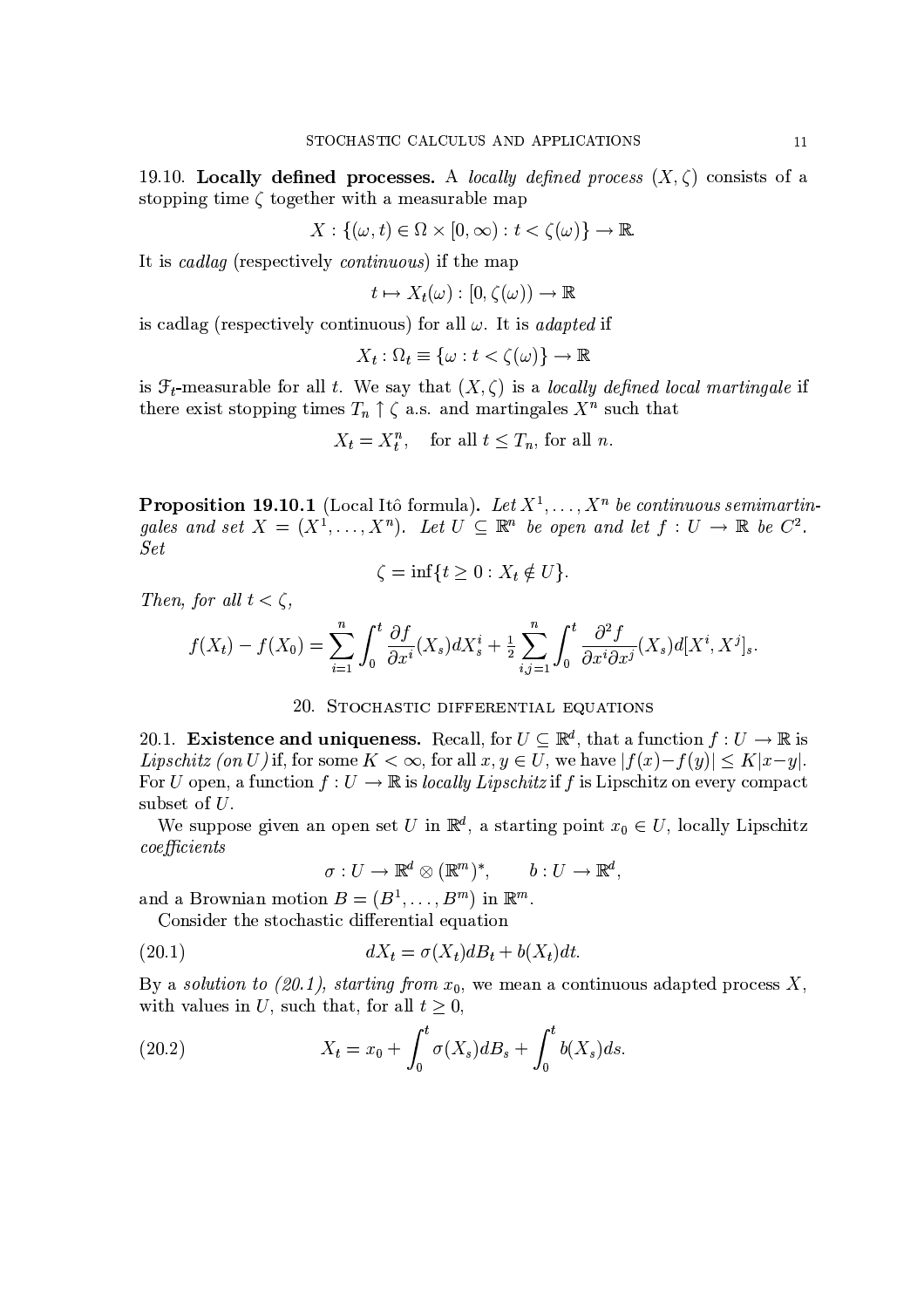19.10. **Locally defined processes.** A *locally defined process* $(X, \zeta)$ consists of a stopping time $\zeta$ together with a measurable map

$$X : \{(\omega, t) \in \Omega \times [0, \infty) : t < \zeta(\omega)\} \to \mathbb{R}.$$

It is *cadlag* (respectively *continuous*) if the map

$$t \mapsto X_t(\omega) : [0, \zeta(\omega)) \to \mathbb{R}$$

is cadlag (respectively continuous) for all $\omega$. It is *adapted* if

$$X_t : \Omega_t \equiv \{\omega : t < \zeta(\omega)\} \to \mathbb{R}$$

is $\mathcal{F}_t$-measurable for all $t$. We say that $(X, \zeta)$ is a *locally defined local martingale* if there exist stopping times $T_n \uparrow \zeta$ a.s. and martingales $X^n$ such that

$$X_t = X_t^n, \quad \text{for all } t \leq T_n, \text{ for all } n.$$

**Proposition 19.10.1** (Local Itô formula)**.** *Let $X^1, \dots, X^n$ be continuous semimartingales and set $X = (X^1, \dots, X^n)$. Let $U \subseteq \mathbb{R}^n$ be open and let $f : U \to \mathbb{R}$ be $C^2$. Set*

$$\zeta = \inf\{t \geq 0 : X_t \notin U\}.$$

*Then, for all $t < \zeta$,*

$$f(X_t) - f(X_0) = \sum_{i=1}^n \int_0^t \frac{\partial f}{\partial x^i}(X_s) dX_s^i + \tfrac{1}{2} \sum_{i,j=1}^n \int_0^t \frac{\partial^2 f}{\partial x^i \partial x^j}(X_s) d[X^i, X^j]_s.$$

## 20. Stochastic differential equations

20.1. **Existence and uniqueness.** Recall, for $U \subseteq \mathbb{R}^d$, that a function $f : U \to \mathbb{R}$ is *Lipschitz (on $U$)* if, for some $K < \infty$, for all $x, y \in U$, we have $|f(x) - f(y)| \leq K|x - y|$. For $U$ open, a function $f : U \to \mathbb{R}$ is *locally Lipschitz* if $f$ is Lipschitz on every compact subset of $U$.

We suppose given an open set $U$ in $\mathbb{R}^d$, a starting point $x_0 \in U$, locally Lipschitz *coefficients*

$$\sigma : U \to \mathbb{R}^d \otimes (\mathbb{R}^m)^*, \qquad b : U \to \mathbb{R}^d,$$

and a Brownian motion $B = (B^1, \dots, B^m)$ in $\mathbb{R}^m$.

Consider the stochastic differential equation

$$dX_t = \sigma(X_t) dB_t + b(X_t) dt. \tag{20.1}$$

By a *solution to (20.1), starting from $x_0$*, we mean a continuous adapted process $X$, with values in $U$, such that, for all $t \geq 0$,

$$X_t = x_0 + \int_0^t \sigma(X_s) dB_s + \int_0^t b(X_s) ds. \tag{20.2}$$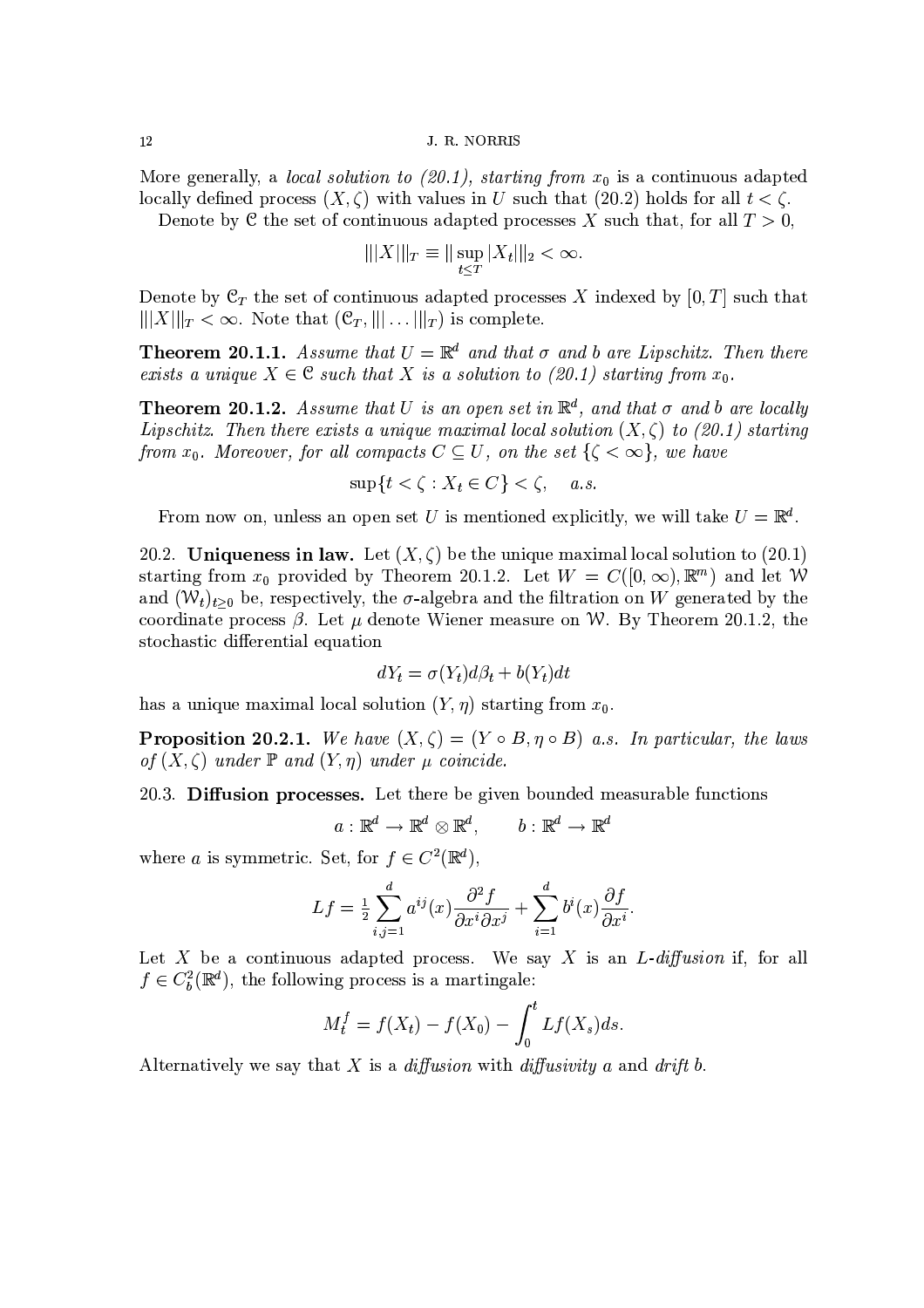More generally, a *local solution to (20.1), starting from* $x_0$ is a continuous adapted locally defined process $(X, \zeta)$ with values in $U$ such that (20.2) holds for all $t < \zeta$.

Denote by $\mathcal{C}$ the set of continuous adapted processes $X$ such that, for all $T > 0$,

$$|||X|||_T \equiv \| \sup_{t \leq T} |X_t| \|_2 < \infty.$$

Denote by $\mathcal{C}_T$ the set of continuous adapted processes $X$ indexed by $[0, T]$ such that $|||X|||_T < \infty$. Note that $(\mathcal{C}_T, ||| \dots |||_T)$ is complete.

**Theorem 20.1.1.** *Assume that $U = \mathbb{R}^d$ and that $\sigma$ and $b$ are Lipschitz. Then there exists a unique $X \in \mathcal{C}$ such that $X$ is a solution to (20.1) starting from $x_0$.*

**Theorem 20.1.2.** *Assume that $U$ is an open set in $\mathbb{R}^d$, and that $\sigma$ and $b$ are locally Lipschitz. Then there exists a unique maximal local solution $(X, \zeta)$ to (20.1) starting from $x_0$. Moreover, for all compacts $C \subseteq U$, on the set $\{\zeta < \infty\}$, we have*

$$\sup\{t < \zeta : X_t \in C\} < \zeta, \quad a.s.$$

From now on, unless an open set $U$ is mentioned explicitly, we will take $U = \mathbb{R}^d$.

20.2. **Uniqueness in law.** Let $(X, \zeta)$ be the unique maximal local solution to (20.1) starting from $x_0$ provided by Theorem 20.1.2. Let $W = C([0, \infty), \mathbb{R}^m)$ and let $\mathcal{W}$ and $(\mathcal{W}_t)_{t \geq 0}$ be, respectively, the $\sigma$-algebra and the filtration on $W$ generated by the coordinate process $\beta$. Let $\mu$ denote Wiener measure on $\mathcal{W}$. By Theorem 20.1.2, the stochastic differential equation

$$dY_t = \sigma(Y_t) d\beta_t + b(Y_t) dt$$

has a unique maximal local solution $(Y, \eta)$ starting from $x_0$.

**Proposition 20.2.1.** *We have $(X, \zeta) = (Y \circ B, \eta \circ B)$ a.s. In particular, the laws of $(X, \zeta)$ under $\mathbb{P}$ and $(Y, \eta)$ under $\mu$ coincide.*

20.3. **Diffusion processes.** Let there be given bounded measurable functions

$$a : \mathbb{R}^d \to \mathbb{R}^d \otimes \mathbb{R}^d, \qquad b : \mathbb{R}^d \to \mathbb{R}^d$$

where $a$ is symmetric. Set, for $f \in C^2(\mathbb{R}^d)$,

$$Lf = \tfrac{1}{2} \sum_{i,j=1}^{d} a^{ij}(x) \frac{\partial^2 f}{\partial x^i \partial x^j} + \sum_{i=1}^{d} b^i(x) \frac{\partial f}{\partial x^i}.$$

Let $X$ be a continuous adapted process. We say $X$ is an *$L$-diffusion* if, for all $f \in C_b^2(\mathbb{R}^d)$, the following process is a martingale:

$$M_t^f = f(X_t) - f(X_0) - \int_0^t Lf(X_s) ds.$$

Alternatively we say that $X$ is a *diffusion* with *diffusivity* $a$ and *drift* $b$.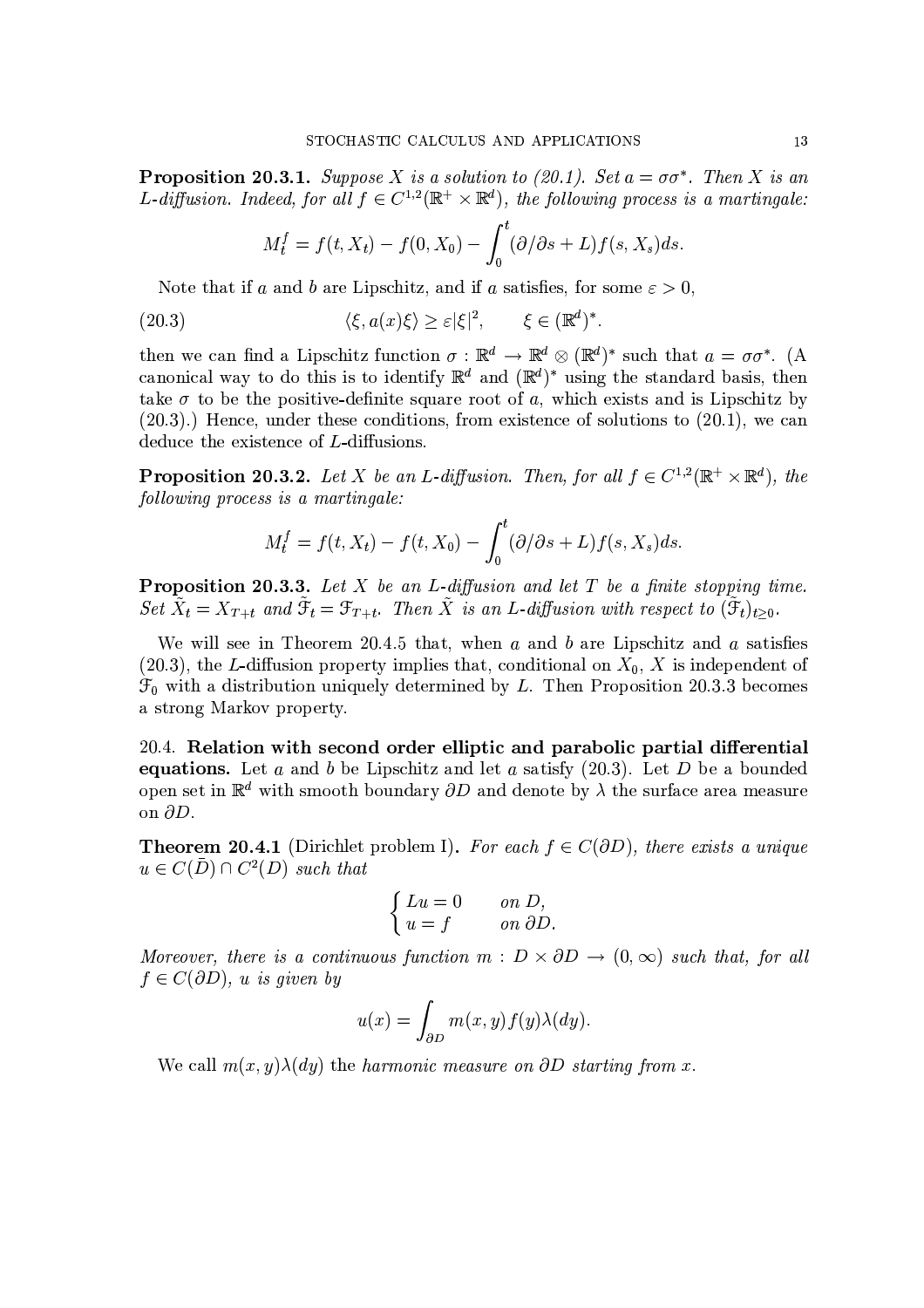**Proposition 20.3.1.** *Suppose $X$ is a solution to (20.1). Set $a = \sigma\sigma^*$. Then $X$ is an $L$-diffusion. Indeed, for all $f \in C^{1,2}(\mathbb{R}^+ \times \mathbb{R}^d)$, the following process is a martingale:*

$$M_t^f = f(t, X_t) - f(0, X_0) - \int_0^t (\partial/\partial s + L) f(s, X_s) ds.$$

Note that if $a$ and $b$ are Lipschitz, and if $a$ satisfies, for some $\varepsilon > 0$,

$$\langle \xi, a(x)\xi \rangle \geq \varepsilon |\xi|^2, \qquad \xi \in (\mathbb{R}^d)^*. \tag{20.3}$$

then we can find a Lipschitz function $\sigma : \mathbb{R}^d \to \mathbb{R}^d \otimes (\mathbb{R}^d)^*$ such that $a = \sigma\sigma^*$. (A canonical way to do this is to identify $\mathbb{R}^d$ and $(\mathbb{R}^d)^*$ using the standard basis, then take $\sigma$ to be the positive-definite square root of $a$, which exists and is Lipschitz by (20.3).) Hence, under these conditions, from existence of solutions to (20.1), we can deduce the existence of $L$-diffusions.

**Proposition 20.3.2.** *Let $X$ be an $L$-diffusion. Then, for all $f \in C^{1,2}(\mathbb{R}^+ \times \mathbb{R}^d)$, the following process is a martingale:*

$$M_t^f = f(t, X_t) - f(t, X_0) - \int_0^t (\partial/\partial s + L) f(s, X_s) ds.$$

**Proposition 20.3.3.** *Let $X$ be an $L$-diffusion and let $T$ be a finite stopping time. Set $\tilde{X}_t = X_{T+t}$ and $\tilde{\mathcal{F}}_t = \mathcal{F}_{T+t}$. Then $\tilde{X}$ is an $L$-diffusion with respect to $(\tilde{\mathcal{F}}_t)_{t \geq 0}$.*

We will see in Theorem 20.4.5 that, when $a$ and $b$ are Lipschitz and $a$ satisfies (20.3), the $L$-diffusion property implies that, conditional on $X_0$, $X$ is independent of $\mathcal{F}_0$ with a distribution uniquely determined by $L$. Then Proposition 20.3.3 becomes a strong Markov property.

20.4. **Relation with second order elliptic and parabolic partial differential equations.** Let $a$ and $b$ be Lipschitz and let $a$ satisfy (20.3). Let $D$ be a bounded open set in $\mathbb{R}^d$ with smooth boundary $\partial D$ and denote by $\lambda$ the surface area measure on $\partial D$.

**Theorem 20.4.1** (Dirichlet problem I)**.** *For each $f \in C(\partial D)$, there exists a unique $u \in C(\bar{D}) \cap C^2(D)$ such that*

$$\begin{cases} Lu = 0 & \text{on } D, \\ u = f & \text{on } \partial D. \end{cases}$$

*Moreover, there is a continuous function $m : D \times \partial D \to (0, \infty)$ such that, for all $f \in C(\partial D)$, $u$ is given by*

$$u(x) = \int_{\partial D} m(x, y) f(y) \lambda(dy).$$

We call $m(x, y)\lambda(dy)$ the *harmonic measure on $\partial D$ starting from $x$*.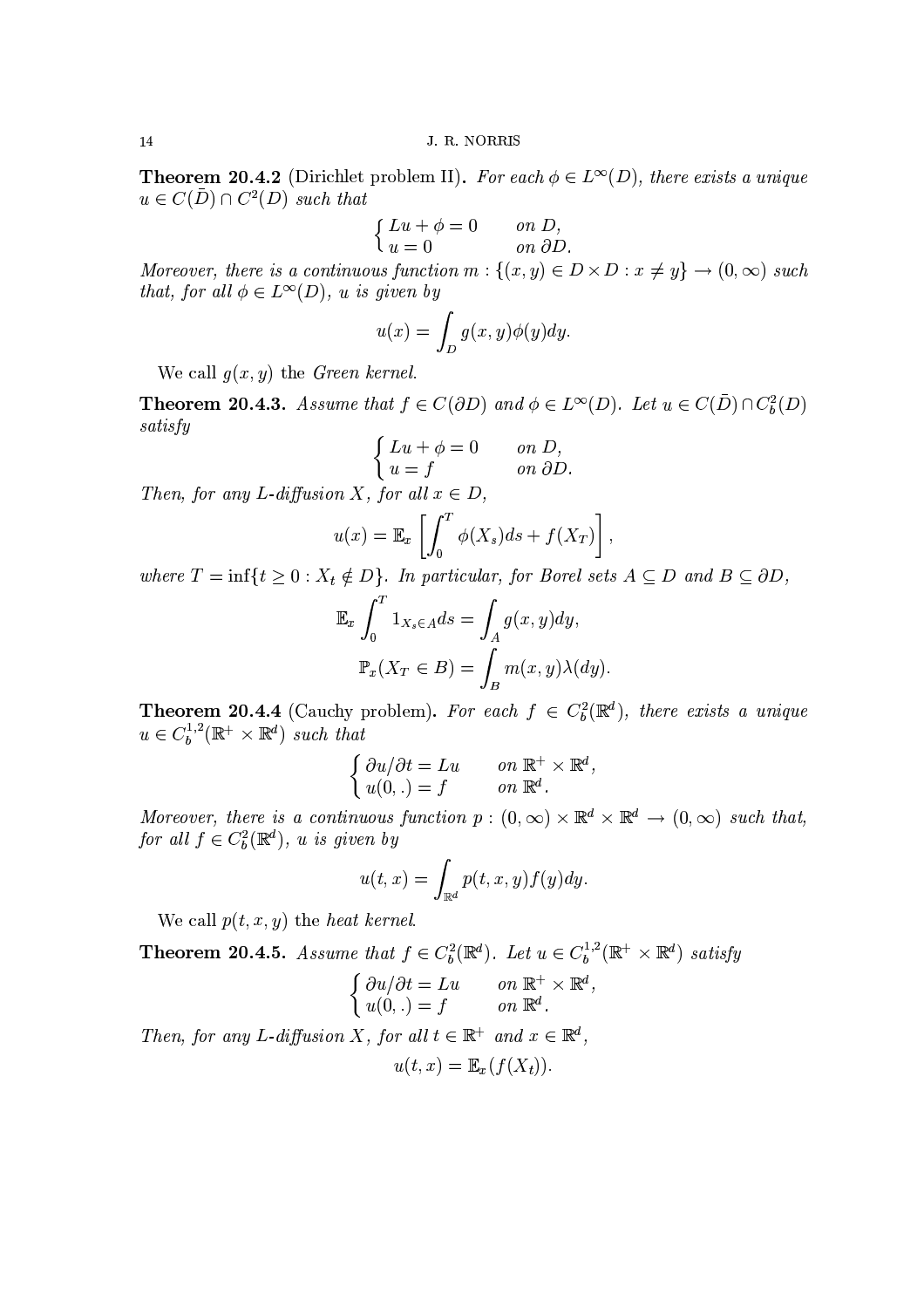**Theorem 20.4.2** (Dirichlet problem II)**.** *For each $\phi \in L^\infty(D)$, there exists a unique $u \in C(\bar{D}) \cap C^2(D)$ such that*

$$\begin{cases} Lu + \phi = 0 & \text{on } D, \\ u = 0 & \text{on } \partial D. \end{cases}$$

*Moreover, there is a continuous function $m : \{(x, y) \in D \times D : x \neq y\} \to (0, \infty)$ such that, for all $\phi \in L^\infty(D)$, $u$ is given by*

$$u(x) = \int_D g(x, y)\phi(y)dy.$$

We call $g(x, y)$ the *Green kernel*.

**Theorem 20.4.3.** *Assume that $f \in C(\partial D)$ and $\phi \in L^\infty(D)$. Let $u \in C(\bar{D}) \cap C_b^2(D)$ satisfy*

$$\begin{cases} Lu + \phi = 0 & \text{on } D, \\ u = f & \text{on } \partial D. \end{cases}$$

*Then, for any $L$-diffusion $X$, for all $x \in D$,*

$$u(x) = \mathbb{E}_x \left[ \int_0^T \phi(X_s)ds + f(X_T) \right],$$

*where $T = \inf\{t \geq 0 : X_t \notin D\}$. In particular, for Borel sets $A \subseteq D$ and $B \subseteq \partial D$,*

$$\mathbb{E}_x \int_0^T 1_{X_s \in A} ds = \int_A g(x, y)dy,$$

$$\mathbb{P}_x(X_T \in B) = \int_B m(x, y)\lambda(dy).$$

**Theorem 20.4.4** (Cauchy problem)**.** *For each $f \in C_b^2(\mathbb{R}^d)$, there exists a unique $u \in C_b^{1,2}(\mathbb{R}^+ \times \mathbb{R}^d)$ such that*

$$\begin{cases} \partial u / \partial t = Lu & \text{on } \mathbb{R}^+ \times \mathbb{R}^d, \\ u(0, .) = f & \text{on } \mathbb{R}^d. \end{cases}$$

*Moreover, there is a continuous function $p : (0, \infty) \times \mathbb{R}^d \times \mathbb{R}^d \to (0, \infty)$ such that, for all $f \in C_b^2(\mathbb{R}^d)$, $u$ is given by*

$$u(t, x) = \int_{\mathbb{R}^d} p(t, x, y)f(y)dy.$$

We call $p(t, x, y)$ the *heat kernel*.

**Theorem 20.4.5.** *Assume that $f \in C_b^2(\mathbb{R}^d)$. Let $u \in C_b^{1,2}(\mathbb{R}^+ \times \mathbb{R}^d)$ satisfy*

$$\begin{cases} \partial u / \partial t = Lu & \text{on } \mathbb{R}^+ \times \mathbb{R}^d, \\ u(0, .) = f & \text{on } \mathbb{R}^d. \end{cases}$$

*Then, for any $L$-diffusion $X$, for all $t \in \mathbb{R}^+$ and $x \in \mathbb{R}^d$,*

$$u(t, x) = \mathbb{E}_x(f(X_t)).$$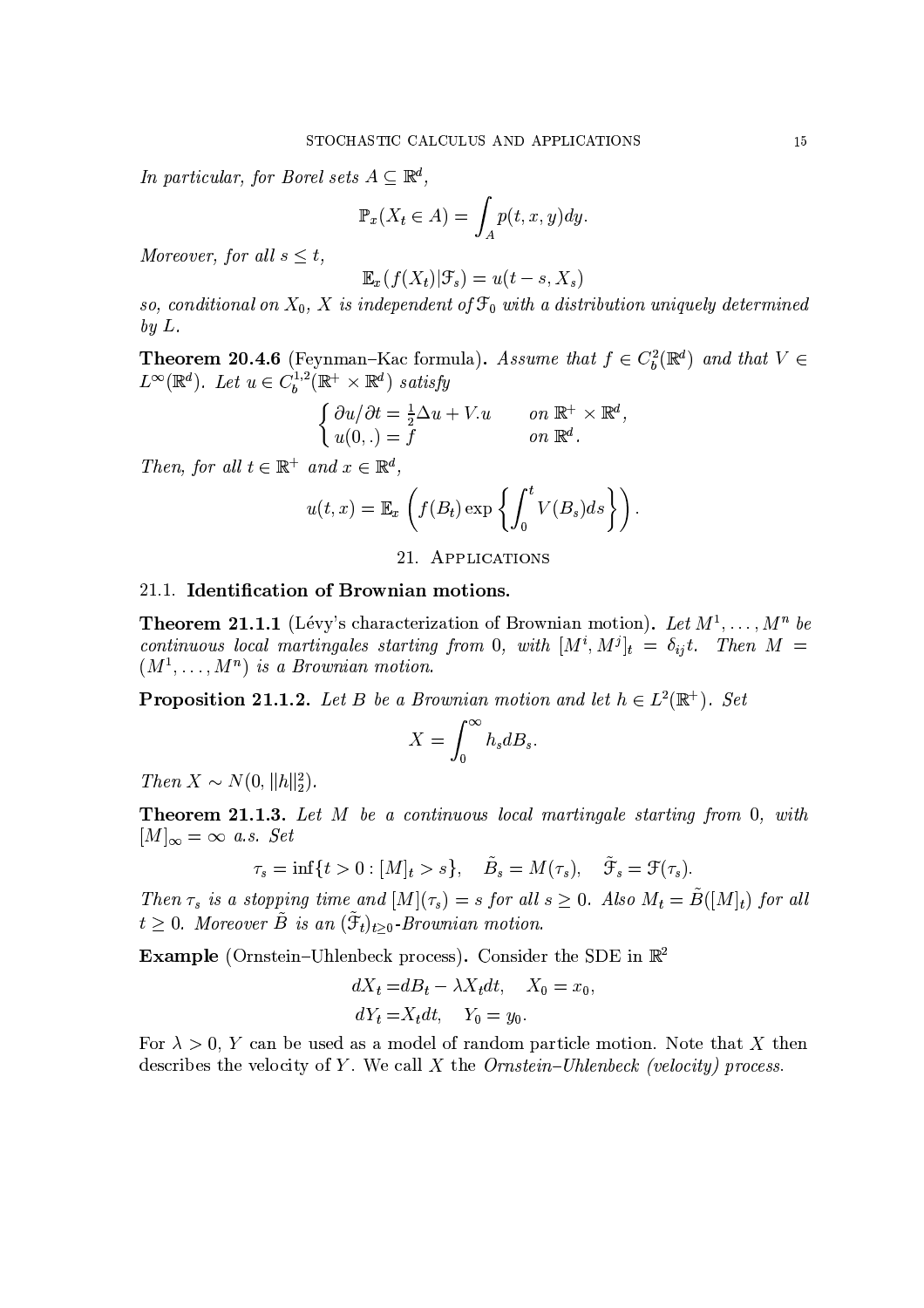*In particular, for Borel sets $A \subseteq \mathbb{R}^d$,*

$$\mathbb{P}_x(X_t \in A) = \int_A p(t,x,y)dy.$$

*Moreover, for all $s \leq t$,*

$$\mathbb{E}_x(f(X_t)|\mathcal{F}_s) = u(t-s, X_s)$$

*so, conditional on $X_0$, $X$ is independent of $\mathcal{F}_0$ with a distribution uniquely determined by $L$.*

**Theorem 20.4.6** (Feynman–Kac formula). *Assume that $f \in C_b^2(\mathbb{R}^d)$ and that $V \in L^\infty(\mathbb{R}^d)$. Let $u \in C_b^{1,2}(\mathbb{R}^+ \times \mathbb{R}^d)$ satisfy*

$$\begin{cases} \partial u/\partial t = \frac{1}{2}\Delta u + V.u & \text{on } \mathbb{R}^+ \times \mathbb{R}^d, \\ u(0,.) = f & \text{on } \mathbb{R}^d. \end{cases}$$

*Then, for all $t \in \mathbb{R}^+$ and $x \in \mathbb{R}^d$,*

$$u(t,x) = \mathbb{E}_x\left(f(B_t)\exp\left\{\int_0^t V(B_s)ds\right\}\right).$$

## 21. Applications

### 21.1. Identification of Brownian motions.

**Theorem 21.1.1** (Lévy's characterization of Brownian motion). *Let $M^1, \ldots, M^n$ be continuous local martingales starting from 0, with $[M^i, M^j]_t = \delta_{ij}t$. Then $M = (M^1, \ldots, M^n)$ is a Brownian motion.*

**Proposition 21.1.2.** *Let $B$ be a Brownian motion and let $h \in L^2(\mathbb{R}^+)$. Set*

$$X = \int_0^\infty h_s dB_s.$$

*Then $X \sim N(0, \|h\|_2^2)$.*

**Theorem 21.1.3.** *Let $M$ be a continuous local martingale starting from 0, with $[M]_\infty = \infty$ a.s. Set*

$$\tau_s = \inf\{t > 0 : [M]_t > s\}, \quad \tilde{B}_s = M(\tau_s), \quad \tilde{\mathcal{F}}_s = \mathcal{F}(\tau_s).$$

*Then $\tau_s$ is a stopping time and $[M](\tau_s) = s$ for all $s \geq 0$. Also $M_t = \tilde{B}([M]_t)$ for all $t \geq 0$. Moreover $\tilde{B}$ is an $(\tilde{\mathcal{F}}_t)_{t \geq 0}$-Brownian motion.*

**Example** (Ornstein–Uhlenbeck process). Consider the SDE in $\mathbb{R}^2$

$$\begin{aligned} dX_t &= dB_t - \lambda X_t dt, \quad X_0 = x_0, \\ dY_t &= X_t dt, \quad Y_0 = y_0. \end{aligned}$$

For $\lambda > 0$, $Y$ can be used as a model of random particle motion. Note that $X$ then describes the velocity of $Y$. We call $X$ the *Ornstein–Uhlenbeck (velocity) process.*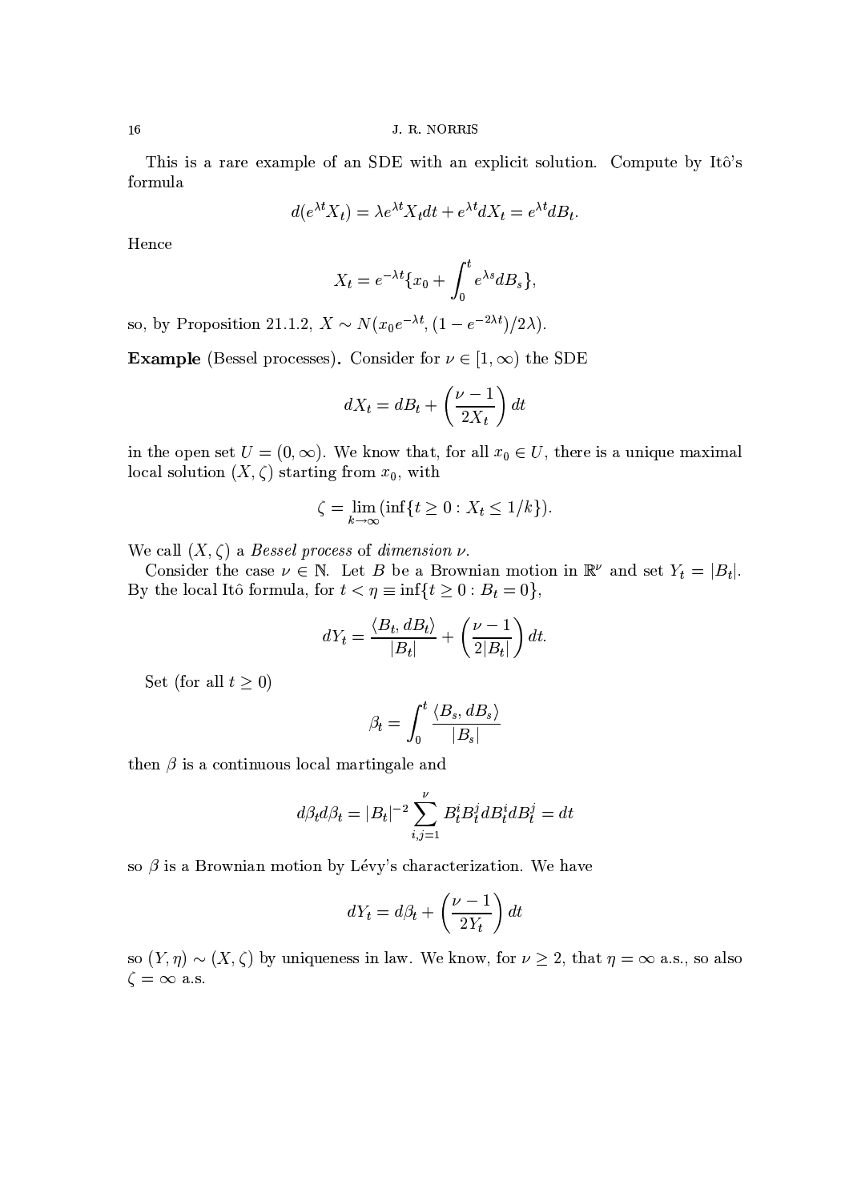This is a rare example of an SDE with an explicit solution. Compute by Itô's formula

$$d(e^{\lambda t}X_t) = \lambda e^{\lambda t}X_t dt + e^{\lambda t}dX_t = e^{\lambda t}dB_t.$$

Hence

$$X_t = e^{-\lambda t}\{x_0 + \int_0^t e^{\lambda s}dB_s\},$$

so, by Proposition 21.1.2, $X \sim N(x_0 e^{-\lambda t}, (1-e^{-2\lambda t})/2\lambda)$.

**Example** (Bessel processes)**.** Consider for $\nu \in [1,\infty)$ the SDE

$$dX_t = dB_t + \left(\frac{\nu - 1}{2X_t}\right)dt$$

in the open set $U = (0,\infty)$. We know that, for all $x_0 \in U$, there is a unique maximal local solution $(X,\zeta)$ starting from $x_0$, with

$$\zeta = \lim_{k\to\infty}(\inf\{t \geq 0 : X_t \leq 1/k\}).$$

We call $(X,\zeta)$ a *Bessel process* of *dimension* $\nu$.

Consider the case $\nu \in \mathbb{N}$. Let $B$ be a Brownian motion in $\mathbb{R}^\nu$ and set $Y_t = |B_t|$. By the local Itô formula, for $t < \eta \equiv \inf\{t \geq 0 : B_t = 0\}$,

$$dY_t = \frac{\langle B_t, dB_t\rangle}{|B_t|} + \left(\frac{\nu-1}{2|B_t|}\right)dt.$$

Set (for all $t \geq 0$)

$$\beta_t = \int_0^t \frac{\langle B_s, dB_s\rangle}{|B_s|}$$

then $\beta$ is a continuous local martingale and

$$d\beta_t d\beta_t = |B_t|^{-2}\sum_{i,j=1}^{\nu} B_t^i B_t^j dB_t^i dB_t^j = dt$$

so $\beta$ is a Brownian motion by Lévy's characterization. We have

$$dY_t = d\beta_t + \left(\frac{\nu-1}{2Y_t}\right)dt$$

so $(Y,\eta) \sim (X,\zeta)$ by uniqueness in law. We know, for $\nu \geq 2$, that $\eta = \infty$ a.s., so also $\zeta = \infty$ a.s.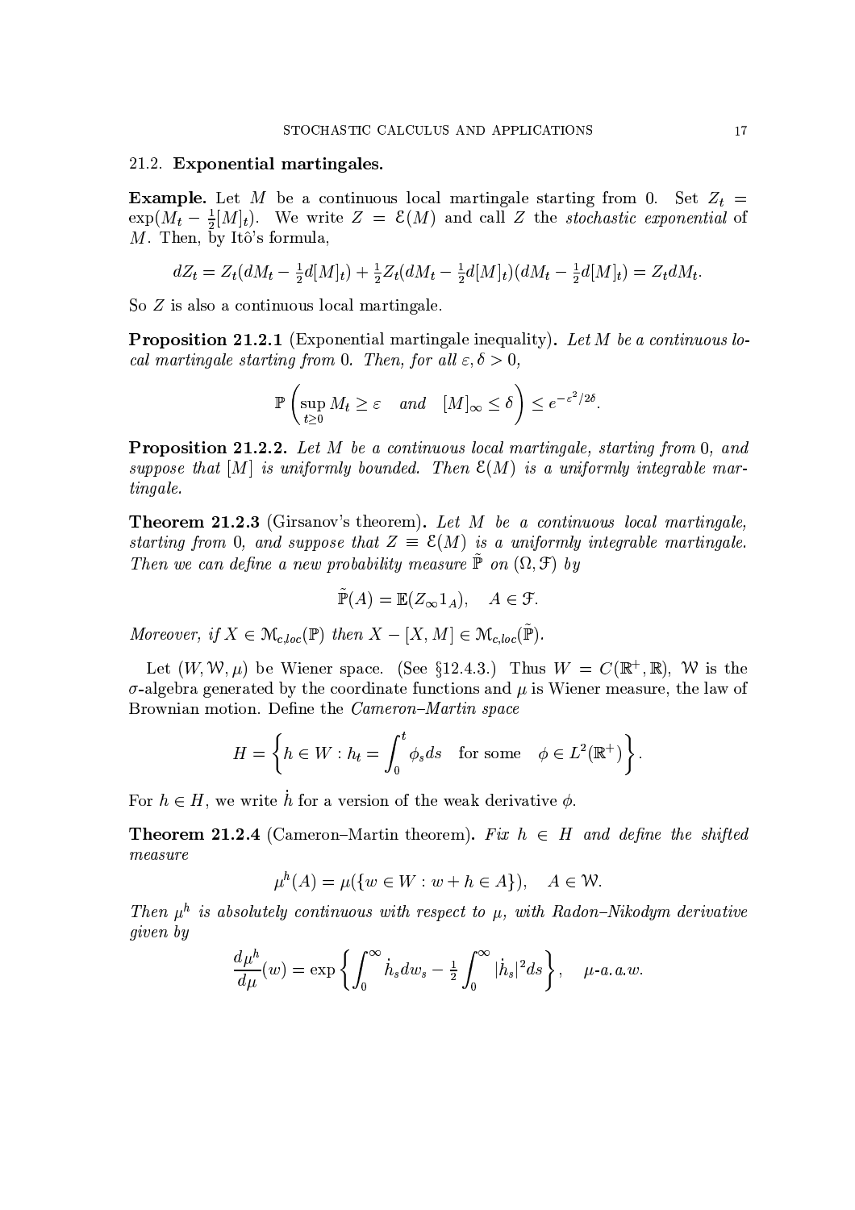### 21.2. Exponential martingales.

**Example.** Let $M$ be a continuous local martingale starting from 0. Set $Z_t = \exp(M_t - \frac{1}{2}[M]_t)$. We write $Z = \mathcal{E}(M)$ and call $Z$ the *stochastic exponential* of $M$. Then, by Itô's formula,

$$dZ_t = Z_t(dM_t - \tfrac{1}{2}d[M]_t) + \tfrac{1}{2}Z_t(dM_t - \tfrac{1}{2}d[M]_t)(dM_t - \tfrac{1}{2}d[M]_t) = Z_t dM_t.$$

So $Z$ is also a continuous local martingale.

**Proposition 21.2.1** (Exponential martingale inequality). *Let $M$ be a continuous local martingale starting from 0. Then, for all $\varepsilon, \delta > 0$,*

$$\mathbb{P}\left(\sup_{t\geq 0} M_t \geq \varepsilon \quad \text{and} \quad [M]_\infty \leq \delta\right) \leq e^{-\varepsilon^2/2\delta}.$$

**Proposition 21.2.2.** *Let $M$ be a continuous local martingale, starting from 0, and suppose that $[M]$ is uniformly bounded. Then $\mathcal{E}(M)$ is a uniformly integrable martingale.*

**Theorem 21.2.3** (Girsanov's theorem). *Let $M$ be a continuous local martingale, starting from 0, and suppose that $Z \equiv \mathcal{E}(M)$ is a uniformly integrable martingale. Then we can define a new probability measure $\tilde{\mathbb{P}}$ on $(\Omega, \mathcal{F})$ by*

$$\tilde{\mathbb{P}}(A) = \mathbb{E}(Z_\infty 1_A), \quad A \in \mathcal{F}.$$

*Moreover, if $X \in \mathcal{M}_{c,loc}(\mathbb{P})$ then $X - [X, M] \in \mathcal{M}_{c,loc}(\tilde{\mathbb{P}})$.*

Let $(W, \mathcal{W}, \mu)$ be Wiener space. (See §12.4.3.) Thus $W = C(\mathbb{R}^+, \mathbb{R})$, $\mathcal{W}$ is the $\sigma$-algebra generated by the coordinate functions and $\mu$ is Wiener measure, the law of Brownian motion. Define the *Cameron–Martin space*

$$H = \left\{ h \in W : h_t = \int_0^t \phi_s ds \quad \text{for some} \quad \phi \in L^2(\mathbb{R}^+) \right\}.$$

For $h \in H$, we write $\dot{h}$ for a version of the weak derivative $\phi$.

**Theorem 21.2.4** (Cameron–Martin theorem). *Fix $h \in H$ and define the shifted measure*

$$\mu^h(A) = \mu(\{w \in W : w + h \in A\}), \quad A \in \mathcal{W}.$$

*Then $\mu^h$ is absolutely continuous with respect to $\mu$, with Radon–Nikodym derivative given by*

$$\frac{d\mu^h}{d\mu}(w) = \exp\left\{ \int_0^\infty \dot{h}_s dw_s - \tfrac{1}{2}\int_0^\infty |\dot{h}_s|^2 ds \right\}, \quad \mu\text{-a.a.}\, w.$$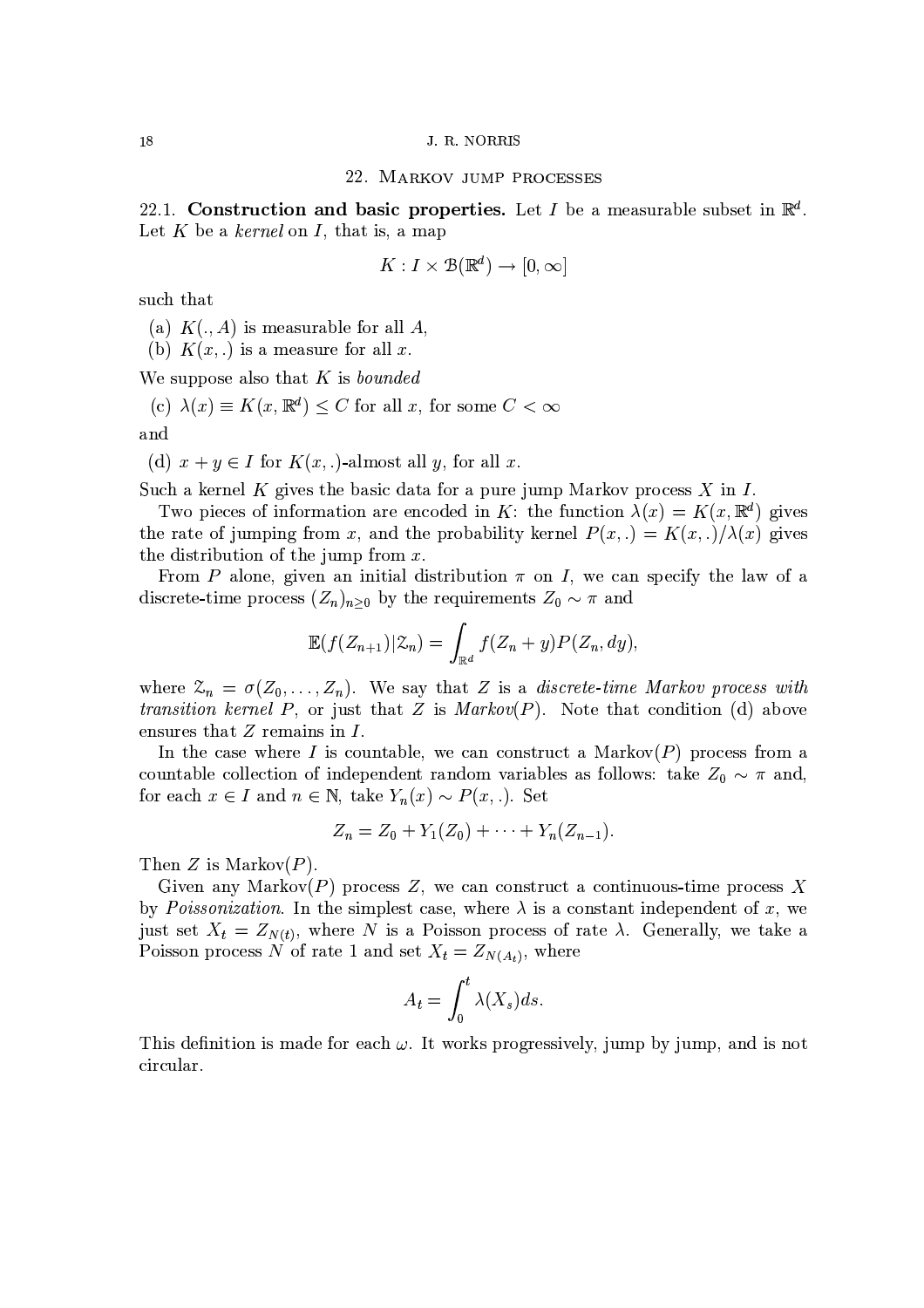## 22. Markov jump processes

**22.1. Construction and basic properties.** Let $I$ be a measurable subset in $\mathbb{R}^d$. Let $K$ be a *kernel* on $I$, that is, a map

$$K : I \times \mathcal{B}(\mathbb{R}^d) \to [0, \infty]$$

such that

(a) $K(., A)$ is measurable for all $A$,
(b) $K(x, .)$ is a measure for all $x$.

We suppose also that $K$ is *bounded*

(c) $\lambda(x) \equiv K(x, \mathbb{R}^d) \leq C$ for all $x$, for some $C < \infty$

and

(d) $x + y \in I$ for $K(x, .)$-almost all $y$, for all $x$.

Such a kernel $K$ gives the basic data for a pure jump Markov process $X$ in $I$.

Two pieces of information are encoded in $K$: the function $\lambda(x) = K(x, \mathbb{R}^d)$ gives the rate of jumping from $x$, and the probability kernel $P(x, .) = K(x, .)/\lambda(x)$ gives the distribution of the jump from $x$.

From $P$ alone, given an initial distribution $\pi$ on $I$, we can specify the law of a discrete-time process $(Z_n)_{n \geq 0}$ by the requirements $Z_0 \sim \pi$ and

$$\mathbb{E}(f(Z_{n+1})|\mathcal{Z}_n) = \int_{\mathbb{R}^d} f(Z_n + y) P(Z_n, dy),$$

where $\mathcal{Z}_n = \sigma(Z_0, \ldots, Z_n)$. We say that $Z$ is a *discrete-time Markov process with transition kernel* $P$, or just that $Z$ is *Markov*$(P)$. Note that condition (d) above ensures that $Z$ remains in $I$.

In the case where $I$ is countable, we can construct a Markov$(P)$ process from a countable collection of independent random variables as follows: take $Z_0 \sim \pi$ and, for each $x \in I$ and $n \in \mathbb{N}$, take $Y_n(x) \sim P(x, .)$. Set

$$Z_n = Z_0 + Y_1(Z_0) + \cdots + Y_n(Z_{n-1}).$$

Then $Z$ is Markov$(P)$.

Given any Markov$(P)$ process $Z$, we can construct a continuous-time process $X$ by *Poissonization*. In the simplest case, where $\lambda$ is a constant independent of $x$, we just set $X_t = Z_{N(t)}$, where $N$ is a Poisson process of rate $\lambda$. Generally, we take a Poisson process $N$ of rate 1 and set $X_t = Z_{N(A_t)}$, where

$$A_t = \int_0^t \lambda(X_s) ds.$$

This definition is made for each $\omega$. It works progressively, jump by jump, and is not circular.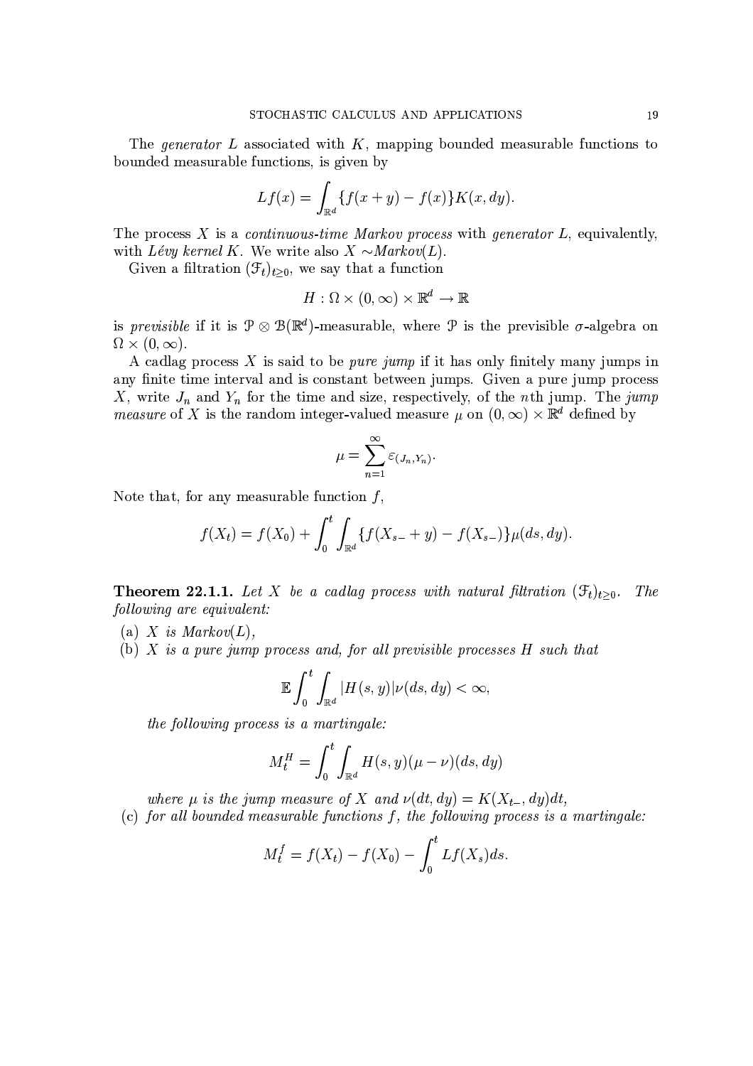The *generator* $L$ associated with $K$, mapping bounded measurable functions to bounded measurable functions, is given by

$$Lf(x) = \int_{\mathbb{R}^d} \{f(x+y) - f(x)\} K(x, dy).$$

The process $X$ is a *continuous-time Markov process* with *generator* $L$, equivalently, with *Lévy kernel* $K$. We write also $X \sim$*Markov*$(L)$.

Given a filtration $(\mathcal{F}_t)_{t \geq 0}$, we say that a function

$$H : \Omega \times (0, \infty) \times \mathbb{R}^d \to \mathbb{R}$$

is *previsible* if it is $\mathcal{P} \otimes \mathcal{B}(\mathbb{R}^d)$-measurable, where $\mathcal{P}$ is the previsible $\sigma$-algebra on $\Omega \times (0, \infty)$.

A cadlag process $X$ is said to be *pure jump* if it has only finitely many jumps in any finite time interval and is constant between jumps. Given a pure jump process $X$, write $J_n$ and $Y_n$ for the time and size, respectively, of the $n$th jump. The *jump measure* of $X$ is the random integer-valued measure $\mu$ on $(0, \infty) \times \mathbb{R}^d$ defined by

$$\mu = \sum_{n=1}^{\infty} \varepsilon_{(J_n, Y_n)}.$$

Note that, for any measurable function $f$,

$$f(X_t) = f(X_0) + \int_0^t \int_{\mathbb{R}^d} \{f(X_{s-} + y) - f(X_{s-})\} \mu(ds, dy).$$

**Theorem 22.1.1.** *Let $X$ be a cadlag process with natural filtration $(\mathcal{F}_t)_{t \geq 0}$. The following are equivalent:*

(a) *$X$ is Markov$(L)$,*

(b) *$X$ is a pure jump process and, for all previsible processes $H$ such that*

$$\mathbb{E} \int_0^t \int_{\mathbb{R}^d} |H(s, y)| \nu(ds, dy) < \infty,$$

*the following process is a martingale:*

$$M_t^H = \int_0^t \int_{\mathbb{R}^d} H(s, y)(\mu - \nu)(ds, dy)$$

*where $\mu$ is the jump measure of $X$ and $\nu(dt, dy) = K(X_{t-}, dy)dt$,*

(c) *for all bounded measurable functions $f$, the following process is a martingale:*

$$M_t^f = f(X_t) - f(X_0) - \int_0^t Lf(X_s) ds.$$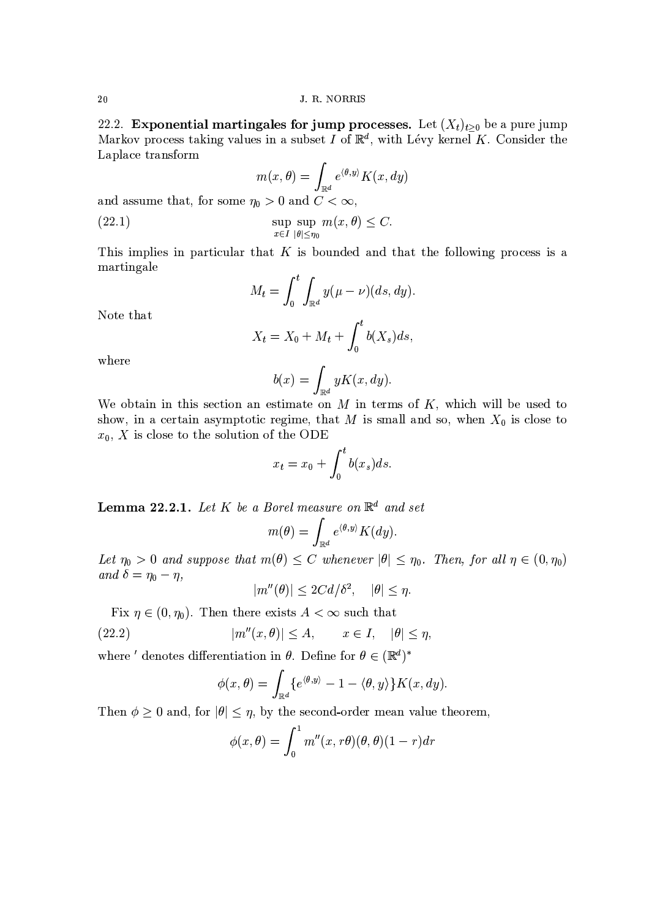22.2. **Exponential martingales for jump processes.** Let $(X_t)_{t\geq 0}$ be a pure jump Markov process taking values in a subset $I$ of $\mathbb{R}^d$, with Lévy kernel $K$. Consider the Laplace transform

$$m(x,\theta) = \int_{\mathbb{R}^d} e^{\langle \theta, y\rangle} K(x,dy)$$

and assume that, for some $\eta_0 > 0$ and $C < \infty$,

$$\sup_{x\in I}\sup_{|\theta|\leq \eta_0} m(x,\theta) \leq C. \tag{22.1}$$

This implies in particular that $K$ is bounded and that the following process is a martingale

$$M_t = \int_0^t \int_{\mathbb{R}^d} y(\mu - \nu)(ds, dy).$$

Note that

$$X_t = X_0 + M_t + \int_0^t b(X_s)ds,$$

where

$$b(x) = \int_{\mathbb{R}^d} yK(x,dy).$$

We obtain in this section an estimate on $M$ in terms of $K$, which will be used to show, in a certain asymptotic regime, that $M$ is small and so, when $X_0$ is close to $x_0$, $X$ is close to the solution of the ODE

$$x_t = x_0 + \int_0^t b(x_s)ds.$$

**Lemma 22.2.1.** *Let $K$ be a Borel measure on $\mathbb{R}^d$ and set*

$$m(\theta) = \int_{\mathbb{R}^d} e^{\langle \theta, y\rangle} K(dy).$$

*Let $\eta_0 > 0$ and suppose that $m(\theta) \leq C$ whenever $|\theta| \leq \eta_0$. Then, for all $\eta \in (0, \eta_0)$ and $\delta = \eta_0 - \eta$,*

$$|m''(\theta)| \leq 2Cd/\delta^2, \quad |\theta| \leq \eta.$$

Fix $\eta \in (0,\eta_0)$. Then there exists $A < \infty$ such that

$$|m''(x,\theta)| \leq A, \qquad x \in I, \quad |\theta| \leq \eta, \tag{22.2}$$

where $'$ denotes differentiation in $\theta$. Define for $\theta \in (\mathbb{R}^d)^*$

$$\phi(x,\theta) = \int_{\mathbb{R}^d} \{e^{\langle \theta, y\rangle} - 1 - \langle \theta, y\rangle\} K(x,dy).$$

Then $\phi \geq 0$ and, for $|\theta| \leq \eta$, by the second-order mean value theorem,

$$\phi(x,\theta) = \int_0^1 m''(x, r\theta)(\theta,\theta)(1-r)dr$$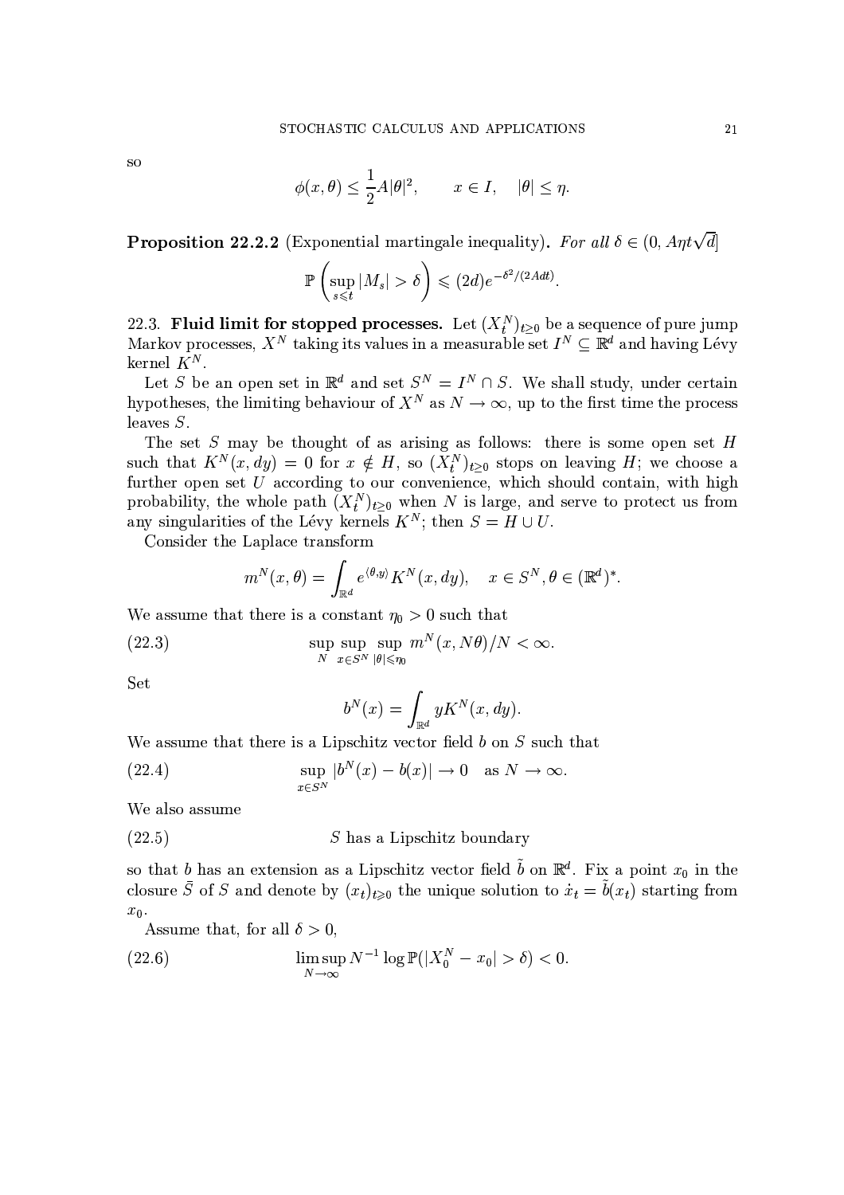so

$$\phi(x, \theta) \leq \frac{1}{2} A|\theta|^2, \qquad x \in I, \quad |\theta| \leq \eta.$$

**Proposition 22.2.2** (Exponential martingale inequality). *For all $\delta \in (0, A\eta t\sqrt{d}]$*

$$\mathbb{P}\left(\sup_{s \leqslant t} |M_s| > \delta\right) \leqslant (2d) e^{-\delta^2/(2Adt)}.$$

22.3. **Fluid limit for stopped processes.** Let $(X_t^N)_{t \geq 0}$ be a sequence of pure jump Markov processes, $X^N$ taking its values in a measurable set $I^N \subseteq \mathbb{R}^d$ and having Lévy kernel $K^N$.

Let $S$ be an open set in $\mathbb{R}^d$ and set $S^N = I^N \cap S$. We shall study, under certain hypotheses, the limiting behaviour of $X^N$ as $N \to \infty$, up to the first time the process leaves $S$.

The set $S$ may be thought of as arising as follows: there is some open set $H$ such that $K^N(x, dy) = 0$ for $x \notin H$, so $(X_t^N)_{t \geq 0}$ stops on leaving $H$; we choose a further open set $U$ according to our convenience, which should contain, with high probability, the whole path $(X_t^N)_{t \geq 0}$ when $N$ is large, and serve to protect us from any singularities of the Lévy kernels $K^N$; then $S = H \cup U$.

Consider the Laplace transform

$$m^N(x, \theta) = \int_{\mathbb{R}^d} e^{\langle \theta, y \rangle} K^N(x, dy), \quad x \in S^N, \theta \in (\mathbb{R}^d)^*.$$

We assume that there is a constant $\eta_0 > 0$ such that

$$\sup_N \sup_{x \in S^N} \sup_{|\theta| \leqslant \eta_0} m^N(x, N\theta)/N < \infty. \tag{22.3}$$

Set

$$b^N(x) = \int_{\mathbb{R}^d} y K^N(x, dy).$$

We assume that there is a Lipschitz vector field $b$ on $S$ such that

$$\sup_{x \in S^N} |b^N(x) - b(x)| \to 0 \quad \text{as } N \to \infty. \tag{22.4}$$

We also assume

$$S \text{ has a Lipschitz boundary} \tag{22.5}$$

so that $b$ has an extension as a Lipschitz vector field $\tilde{b}$ on $\mathbb{R}^d$. Fix a point $x_0$ in the closure $\bar{S}$ of $S$ and denote by $(x_t)_{t \geqslant 0}$ the unique solution to $\dot{x}_t = \tilde{b}(x_t)$ starting from $x_0$.

Assume that, for all $\delta > 0$,

$$\limsup_{N \to \infty} N^{-1} \log \mathbb{P}(|X_0^N - x_0| > \delta) < 0. \tag{22.6}$$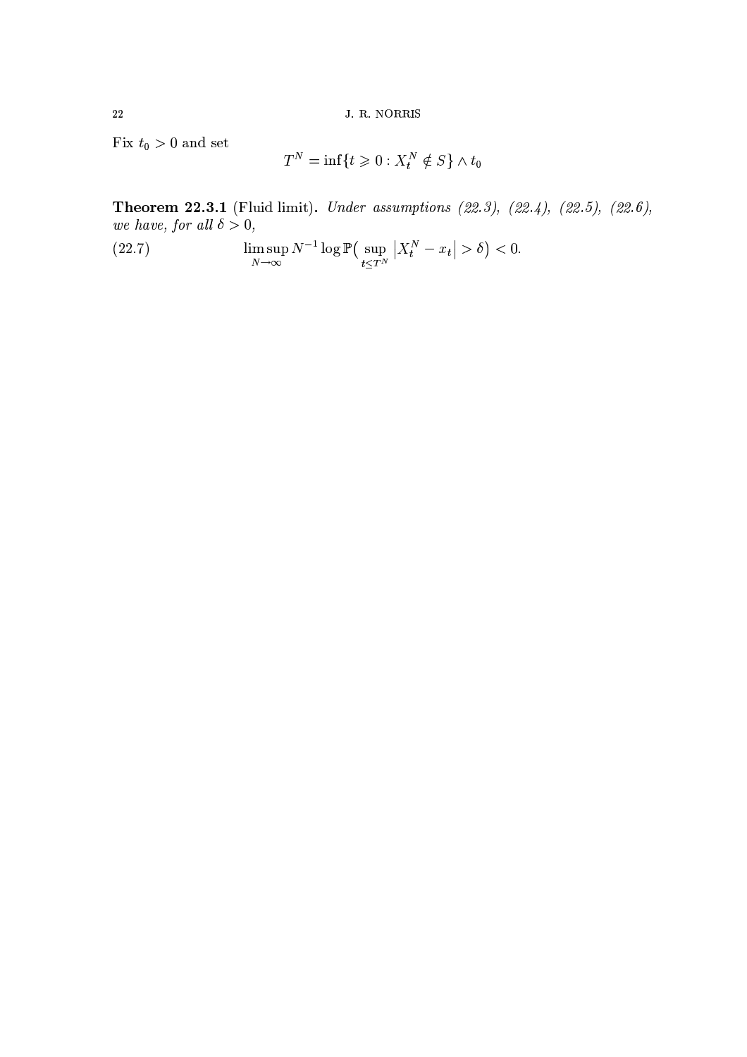Fix $t_0 > 0$ and set

$$T^N = \inf\{t \geqslant 0 : X_t^N \notin S\} \wedge t_0$$

**Theorem 22.3.1** (Fluid limit)**.** *Under assumptions (22.3), (22.4), (22.5), (22.6), we have, for all* $\delta > 0$,

$$\limsup_{N \to \infty} N^{-1} \log \mathbb{P}\big( \sup_{t \leq T^N} \left| X_t^N - x_t \right| > \delta \big) < 0. \tag{22.7}$$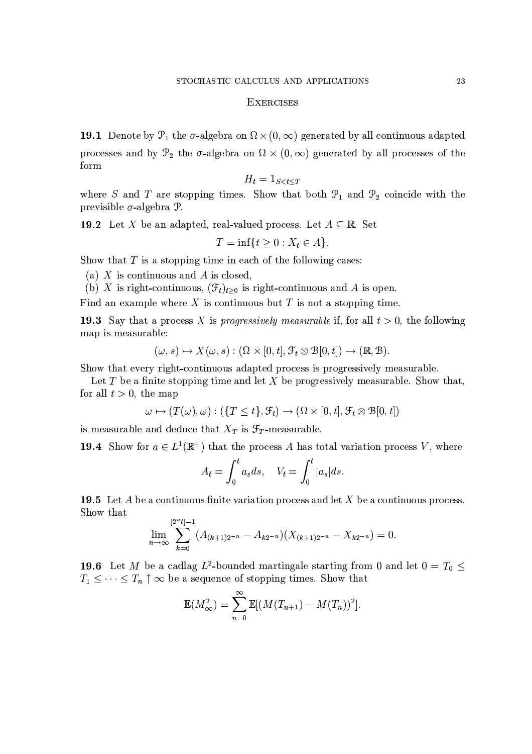## Exercises

**19.1** Denote by $\mathcal{P}_1$ the $\sigma$-algebra on $\Omega \times (0, \infty)$ generated by all continuous adapted processes and by $\mathcal{P}_2$ the $\sigma$-algebra on $\Omega \times (0, \infty)$ generated by all processes of the form

$$H_t = 1_{S<t\leq T}$$

where $S$ and $T$ are stopping times. Show that both $\mathcal{P}_1$ and $\mathcal{P}_2$ coincide with the previsible $\sigma$-algebra $\mathcal{P}$.

**19.2** Let $X$ be an adapted, real-valued process. Let $A \subseteq \mathbb{R}$. Set

$$T = \inf\{t \geq 0 : X_t \in A\}.$$

Show that $T$ is a stopping time in each of the following cases:

(a) $X$ is continuous and $A$ is closed,

(b) $X$ is right-continuous, $(\mathcal{F}_t)_{t\geq 0}$ is right-continuous and $A$ is open.

Find an example where $X$ is continuous but $T$ is not a stopping time.

**19.3** Say that a process $X$ is *progressively measurable* if, for all $t > 0$, the following map is measurable:

$$(\omega, s) \mapsto X(\omega, s) : (\Omega \times [0, t], \mathcal{F}_t \otimes \mathcal{B}[0, t]) \to (\mathbb{R}, \mathcal{B}).$$

Show that every right-continuous adapted process is progressively measurable.

Let $T$ be a finite stopping time and let $X$ be progressively measurable. Show that, for all $t > 0$, the map

$$\omega \mapsto (T(\omega), \omega) : (\{T \leq t\}, \mathcal{F}_t) \to (\Omega \times [0, t], \mathcal{F}_t \otimes \mathcal{B}[0, t])$$

is measurable and deduce that $X_T$ is $\mathcal{F}_T$-measurable.

**19.4** Show for $a \in L^1(\mathbb{R}^+)$ that the process $A$ has total variation process $V$, where

$$A_t = \int_0^t a_s ds, \quad V_t = \int_0^t |a_s| ds.$$

**19.5** Let $A$ be a continuous finite variation process and let $X$ be a continuous process. Show that

$$\lim_{n\to\infty} \sum_{k=0}^{[2^n t]-1} (A_{(k+1)2^{-n}} - A_{k2^{-n}})(X_{(k+1)2^{-n}} - X_{k2^{-n}}) = 0.$$

**19.6** Let $M$ be a cadlag $L^2$-bounded martingale starting from 0 and let $0 = T_0 \leq T_1 \leq \cdots \leq T_n \uparrow \infty$ be a sequence of stopping times. Show that

$$\mathbb{E}(M_\infty^2) = \sum_{n=0}^{\infty} \mathbb{E}[(M(T_{n+1}) - M(T_n))^2].$$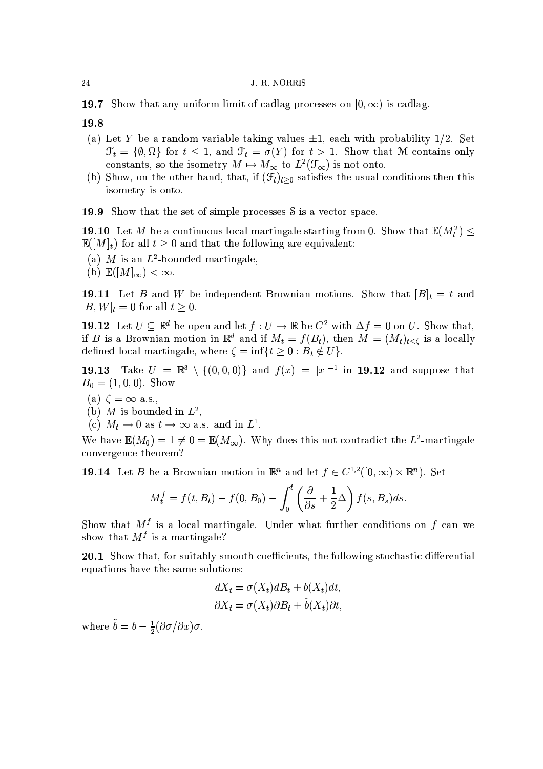**19.7** Show that any uniform limit of cadlag processes on $[0, \infty)$ is cadlag.

**19.8**

(a) Let $Y$ be a random variable taking values $\pm 1$, each with probability $1/2$. Set $\mathcal{F}_t = \{\emptyset, \Omega\}$ for $t \leq 1$, and $\mathcal{F}_t = \sigma(Y)$ for $t > 1$. Show that $\mathcal{M}$ contains only constants, so the isometry $M \mapsto M_\infty$ to $L^2(\mathcal{F}_\infty)$ is not onto.

(b) Show, on the other hand, that, if $(\mathcal{F}_t)_{t \geq 0}$ satisfies the usual conditions then this isometry is onto.

**19.9** Show that the set of simple processes $\mathcal{S}$ is a vector space.

**19.10** Let $M$ be a continuous local martingale starting from 0. Show that $\mathbb{E}(M_t^2) \leq \mathbb{E}([M]_t)$ for all $t \geq 0$ and that the following are equivalent:

(a) $M$ is an $L^2$-bounded martingale,

(b) $\mathbb{E}([M]_\infty) < \infty$.

**19.11** Let $B$ and $W$ be independent Brownian motions. Show that $[B]_t = t$ and $[B, W]_t = 0$ for all $t \geq 0$.

**19.12** Let $U \subseteq \mathbb{R}^d$ be open and let $f : U \to \mathbb{R}$ be $C^2$ with $\Delta f = 0$ on $U$. Show that, if $B$ is a Brownian motion in $\mathbb{R}^d$ and if $M_t = f(B_t)$, then $M = (M_t)_{t < \zeta}$ is a locally defined local martingale, where $\zeta = \inf\{t \geq 0 : B_t \notin U\}$.

**19.13** Take $U = \mathbb{R}^3 \setminus \{(0,0,0)\}$ and $f(x) = |x|^{-1}$ in **19.12** and suppose that $B_0 = (1, 0, 0)$. Show

(a) $\zeta = \infty$ a.s.,

(b) $M$ is bounded in $L^2$,

(c) $M_t \to 0$ as $t \to \infty$ a.s. and in $L^1$.

We have $\mathbb{E}(M_0) = 1 \neq 0 = \mathbb{E}(M_\infty)$. Why does this not contradict the $L^2$-martingale convergence theorem?

**19.14** Let $B$ be a Brownian motion in $\mathbb{R}^n$ and let $f \in C^{1,2}([0, \infty) \times \mathbb{R}^n)$. Set

$$M_t^f = f(t, B_t) - f(0, B_0) - \int_0^t \left( \frac{\partial}{\partial s} + \frac{1}{2}\Delta \right) f(s, B_s) ds.$$

Show that $M^f$ is a local martingale. Under what further conditions on $f$ can we show that $M^f$ is a martingale?

**20.1** Show that, for suitably smooth coefficients, the following stochastic differential equations have the same solutions:

$$dX_t = \sigma(X_t) dB_t + b(X_t) dt,$$
$$\partial X_t = \sigma(X_t) \partial B_t + \tilde{b}(X_t) \partial t,$$

where $\tilde{b} = b - \frac{1}{2}(\partial \sigma / \partial x)\sigma$.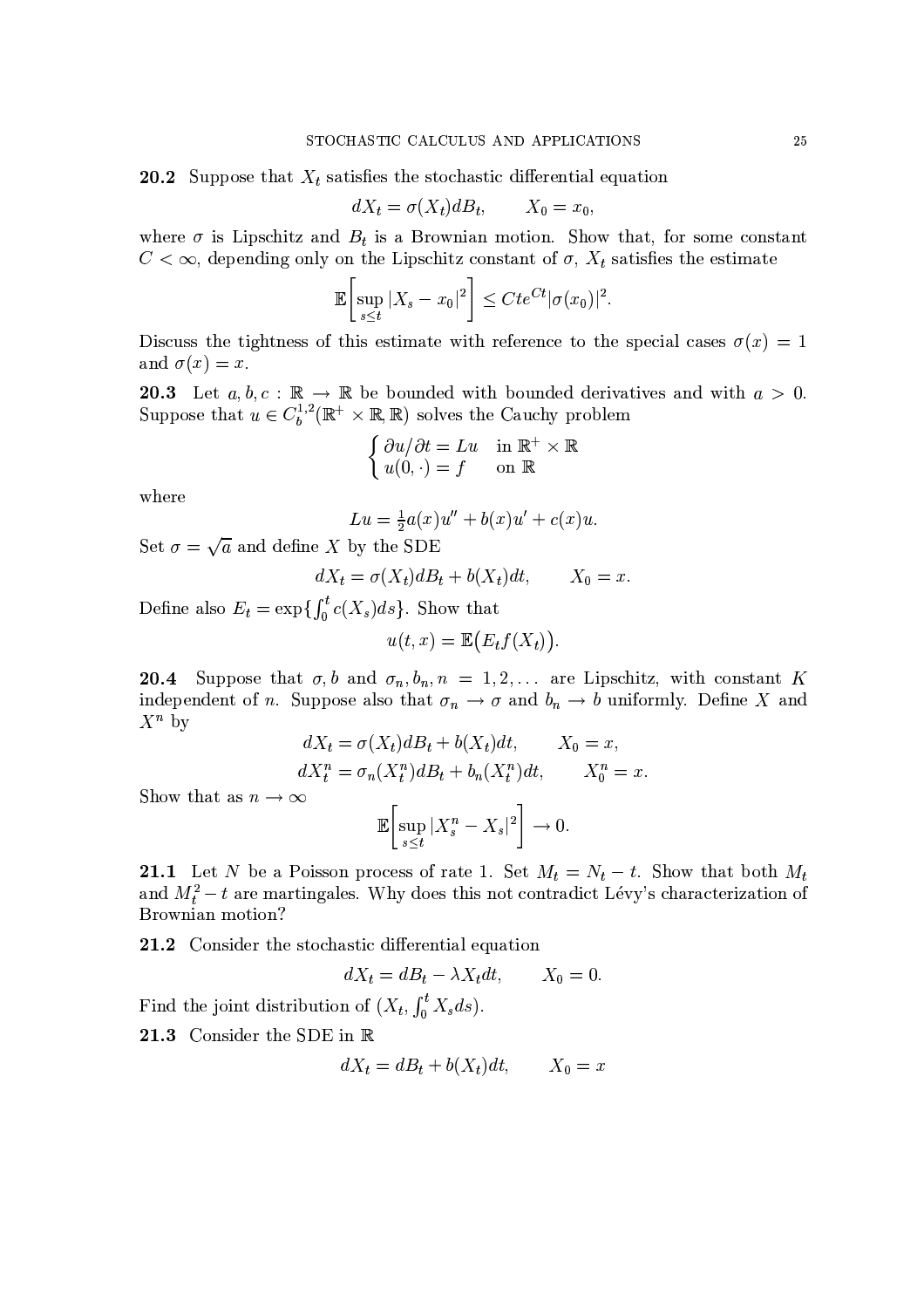**20.2** Suppose that $X_t$ satisfies the stochastic differential equation

$$dX_t = \sigma(X_t)dB_t, \qquad X_0 = x_0,$$

where $\sigma$ is Lipschitz and $B_t$ is a Brownian motion. Show that, for some constant $C < \infty$, depending only on the Lipschitz constant of $\sigma$, $X_t$ satisfies the estimate

$$\mathbb{E}\left[\sup_{s \le t} |X_s - x_0|^2\right] \le Cte^{Ct}|\sigma(x_0)|^2.$$

Discuss the tightness of this estimate with reference to the special cases $\sigma(x) = 1$ and $\sigma(x) = x$.

**20.3** Let $a, b, c : \mathbb{R} \to \mathbb{R}$ be bounded with bounded derivatives and with $a > 0$. Suppose that $u \in C_b^{1,2}(\mathbb{R}^+ \times \mathbb{R}, \mathbb{R})$ solves the Cauchy problem

$$\begin{cases} \partial u/\partial t = Lu & \text{in } \mathbb{R}^+ \times \mathbb{R} \\ u(0, \cdot) = f & \text{on } \mathbb{R} \end{cases}$$

where

$$Lu = \tfrac{1}{2}a(x)u'' + b(x)u' + c(x)u.$$

Set $\sigma = \sqrt{a}$ and define $X$ by the SDE

$$dX_t = \sigma(X_t)dB_t + b(X_t)dt, \qquad X_0 = x.$$

Define also $E_t = \exp\{\int_0^t c(X_s)ds\}$. Show that

$$u(t, x) = \mathbb{E}\big(E_t f(X_t)\big).$$

**20.4** Suppose that $\sigma, b$ and $\sigma_n, b_n, n = 1, 2, \ldots$ are Lipschitz, with constant $K$ independent of $n$. Suppose also that $\sigma_n \to \sigma$ and $b_n \to b$ uniformly. Define $X$ and $X^n$ by

$$dX_t = \sigma(X_t)dB_t + b(X_t)dt, \qquad X_0 = x,$$
$$dX_t^n = \sigma_n(X_t^n)dB_t + b_n(X_t^n)dt, \qquad X_0^n = x.$$

Show that as $n \to \infty$

$$\mathbb{E}\left[\sup_{s \le t} |X_s^n - X_s|^2\right] \to 0.$$

**21.1** Let $N$ be a Poisson process of rate 1. Set $M_t = N_t - t$. Show that both $M_t$ and $M_t^2 - t$ are martingales. Why does this not contradict Lévy's characterization of Brownian motion?

**21.2** Consider the stochastic differential equation

$$dX_t = dB_t - \lambda X_t dt, \qquad X_0 = 0.$$

Find the joint distribution of $(X_t, \int_0^t X_s ds)$.

**21.3** Consider the SDE in $\mathbb{R}$

$$dX_t = dB_t + b(X_t)dt, \qquad X_0 = x$$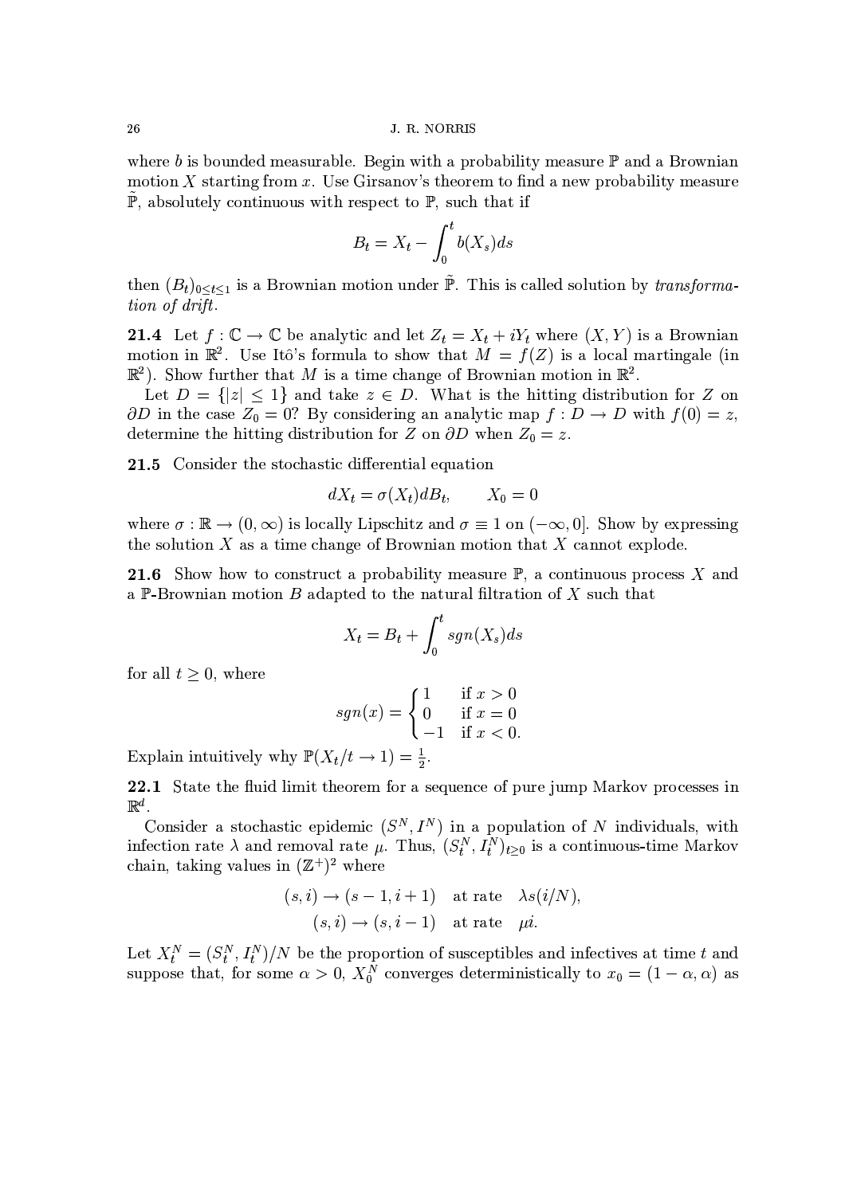where $b$ is bounded measurable. Begin with a probability measure $\mathbb{P}$ and a Brownian motion $X$ starting from $x$. Use Girsanov's theorem to find a new probability measure $\tilde{\mathbb{P}}$, absolutely continuous with respect to $\mathbb{P}$, such that if

$$B_t = X_t - \int_0^t b(X_s)ds$$

then $(B_t)_{0 \leq t \leq 1}$ is a Brownian motion under $\tilde{\mathbb{P}}$. This is called solution by *transformation of drift*.

**21.4** Let $f : \mathbb{C} \to \mathbb{C}$ be analytic and let $Z_t = X_t + iY_t$ where $(X, Y)$ is a Brownian motion in $\mathbb{R}^2$. Use Itô's formula to show that $M = f(Z)$ is a local martingale (in $\mathbb{R}^2$). Show further that $M$ is a time change of Brownian motion in $\mathbb{R}^2$.

Let $D = \{|z| \leq 1\}$ and take $z \in D$. What is the hitting distribution for $Z$ on $\partial D$ in the case $Z_0 = 0$? By considering an analytic map $f : D \to D$ with $f(0) = z$, determine the hitting distribution for $Z$ on $\partial D$ when $Z_0 = z$.

**21.5** Consider the stochastic differential equation

$$dX_t = \sigma(X_t)dB_t, \qquad X_0 = 0$$

where $\sigma : \mathbb{R} \to (0, \infty)$ is locally Lipschitz and $\sigma \equiv 1$ on $(-\infty, 0]$. Show by expressing the solution $X$ as a time change of Brownian motion that $X$ cannot explode.

**21.6** Show how to construct a probability measure $\mathbb{P}$, a continuous process $X$ and a $\mathbb{P}$-Brownian motion $B$ adapted to the natural filtration of $X$ such that

$$X_t = B_t + \int_0^t sgn(X_s)ds$$

for all $t \geq 0$, where

$$sgn(x) = \begin{cases} 1 & \text{if } x > 0 \\ 0 & \text{if } x = 0 \\ -1 & \text{if } x < 0. \end{cases}$$

Explain intuitively why $\mathbb{P}(X_t/t \to 1) = \frac{1}{2}$.

**22.1** State the fluid limit theorem for a sequence of pure jump Markov processes in $\mathbb{R}^d$.

Consider a stochastic epidemic $(S^N, I^N)$ in a population of $N$ individuals, with infection rate $\lambda$ and removal rate $\mu$. Thus, $(S_t^N, I_t^N)_{t \geq 0}$ is a continuous-time Markov chain, taking values in $(\mathbb{Z}^+)^2$ where

$$(s, i) \to (s - 1, i + 1) \quad \text{at rate} \quad \lambda s(i/N),$$
$$(s, i) \to (s, i - 1) \quad \text{at rate} \quad \mu i.$$

Let $X_t^N = (S_t^N, I_t^N)/N$ be the proportion of susceptibles and infectives at time $t$ and suppose that, for some $\alpha > 0$, $X_0^N$ converges deterministically to $x_0 = (1 - \alpha, \alpha)$ as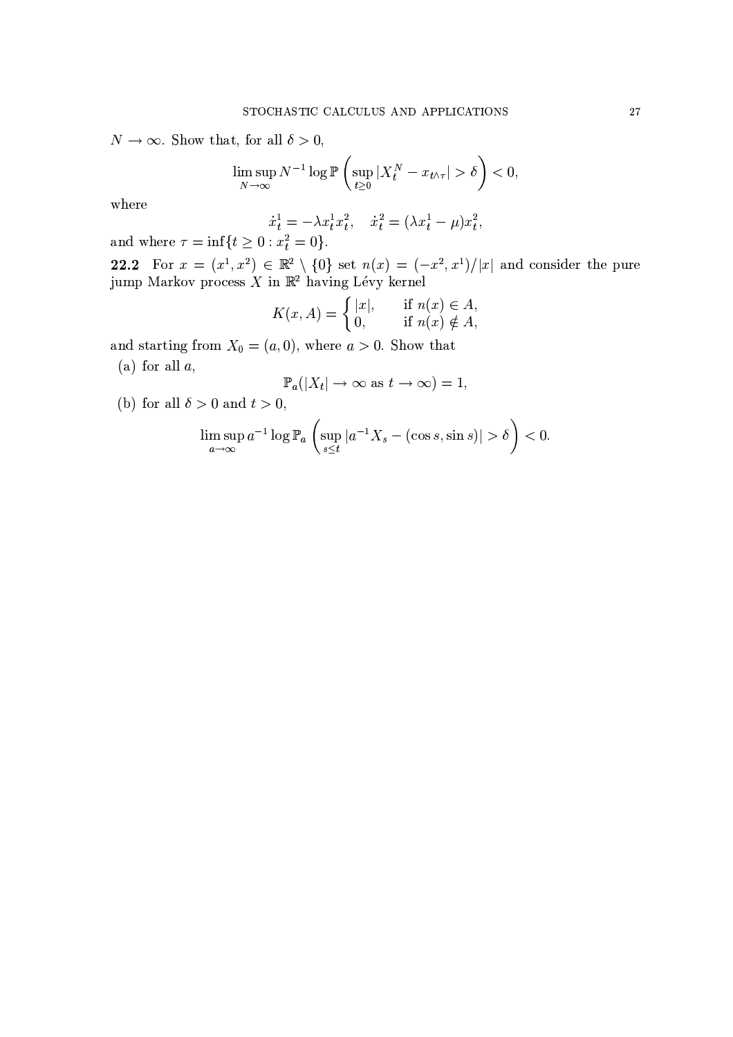$N \to \infty$. Show that, for all $\delta > 0$,

$$\limsup_{N\to\infty} N^{-1} \log \mathbb{P}\left(\sup_{t\geq 0} |X_t^N - x_{t\wedge\tau}| > \delta\right) < 0,$$

where

$$\dot{x}_t^1 = -\lambda x_t^1 x_t^2, \quad \dot{x}_t^2 = (\lambda x_t^1 - \mu)x_t^2,$$

and where $\tau = \inf\{t \geq 0 : x_t^2 = 0\}$.

**22.2** For $x = (x^1, x^2) \in \mathbb{R}^2 \setminus \{0\}$ set $n(x) = (-x^2, x^1)/|x|$ and consider the pure jump Markov process $X$ in $\mathbb{R}^2$ having Lévy kernel

$$K(x, A) = \begin{cases} |x|, & \text{if } n(x) \in A, \\ 0, & \text{if } n(x) \notin A, \end{cases}$$

and starting from $X_0 = (a, 0)$, where $a > 0$. Show that

(a) for all $a$,

$$\mathbb{P}_a(|X_t| \to \infty \text{ as } t \to \infty) = 1,$$

(b) for all $\delta > 0$ and $t > 0$,

$$\limsup_{a\to\infty} a^{-1} \log \mathbb{P}_a\left(\sup_{s\leq t} |a^{-1}X_s - (\cos s, \sin s)| > \delta\right) < 0.$$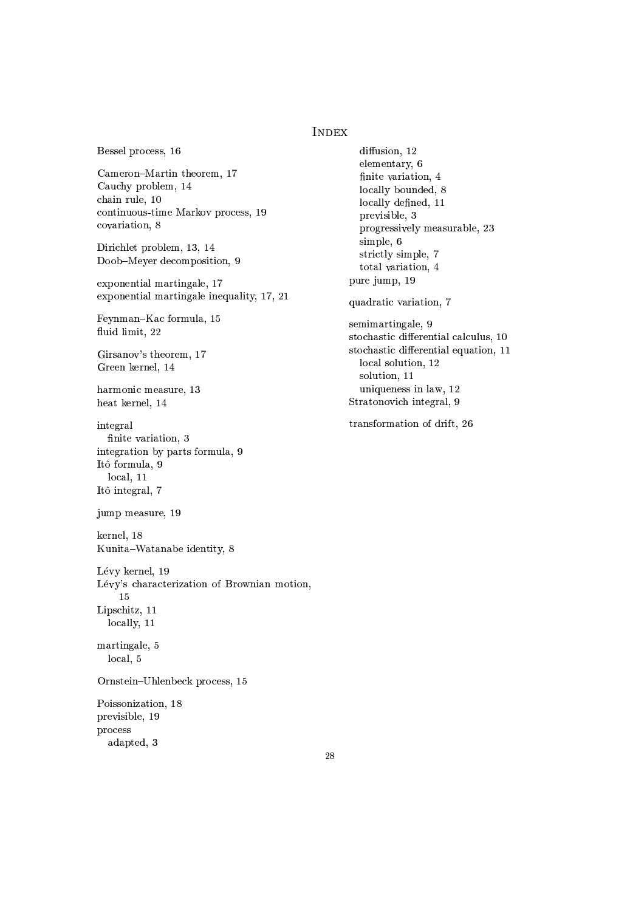# Index

Bessel process, 16

Cameron–Martin theorem, 17
Cauchy problem, 14
chain rule, 10
continuous-time Markov process, 19
covariation, 8

Dirichlet problem, 13, 14
Doob–Meyer decomposition, 9

exponential martingale, 17
exponential martingale inequality, 17, 21

Feynman–Kac formula, 15
fluid limit, 22

Girsanov's theorem, 17
Green kernel, 14

harmonic measure, 13
heat kernel, 14

integral
- finite variation, 3

integration by parts formula, 9
Itô formula, 9
- local, 11

Itô integral, 7

jump measure, 19

kernel, 18
Kunita–Watanabe identity, 8

Lévy kernel, 19
Lévy's characterization of Brownian motion, 15
Lipschitz, 11
- locally, 11

martingale, 5
- local, 5

Ornstein–Uhlenbeck process, 15

Poissonization, 18
previsible, 19
process
- adapted, 3
- diffusion, 12
- elementary, 6
- finite variation, 4
- locally bounded, 8
- locally defined, 11
- previsible, 3
- progressively measurable, 23
- simple, 6
- strictly simple, 7
- total variation, 4

pure jump, 19

quadratic variation, 7

semimartingale, 9
stochastic differential calculus, 10
stochastic differential equation, 11
- local solution, 12
- solution, 11
- uniqueness in law, 12

Stratonovich integral, 9

transformation of drift, 26